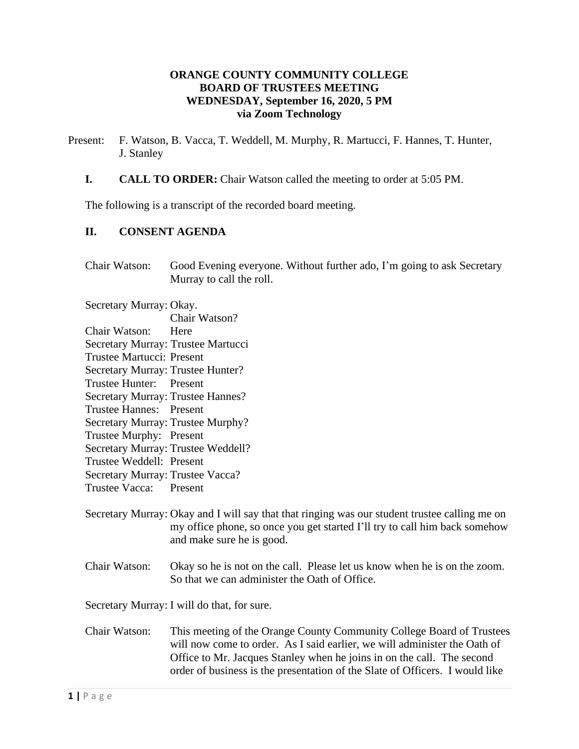**ORANGE COUNTY COMMUNITY COLLEGE**
**BOARD OF TRUSTEES MEETING**
**WEDNESDAY, September 16, 2020, 5 PM**
**via Zoom Technology**

Present: F. Watson, B. Vacca, T. Weddell, M. Murphy, R. Martucci, F. Hannes, T. Hunter, J. Stanley

**I. CALL TO ORDER:** Chair Watson called the meeting to order at 5:05 PM.

The following is a transcript of the recorded board meeting.

## II. CONSENT AGENDA

Chair Watson: Good Evening everyone. Without further ado, I'm going to ask Secretary Murray to call the roll.

Secretary Murray: Okay.
Chair Watson?
Chair Watson: Here
Secretary Murray: Trustee Martucci
Trustee Martucci: Present
Secretary Murray: Trustee Hunter?
Trustee Hunter: Present
Secretary Murray: Trustee Hannes?
Trustee Hannes: Present
Secretary Murray: Trustee Murphy?
Trustee Murphy: Present
Secretary Murray: Trustee Weddell?
Trustee Weddell: Present
Secretary Murray: Trustee Vacca?
Trustee Vacca: Present

Secretary Murray: Okay and I will say that that ringing was our student trustee calling me on my office phone, so once you get started I'll try to call him back somehow and make sure he is good.

Chair Watson: Okay so he is not on the call. Please let us know when he is on the zoom. So that we can administer the Oath of Office.

Secretary Murray: I will do that, for sure.

Chair Watson: This meeting of the Orange County Community College Board of Trustees will now come to order. As I said earlier, we will administer the Oath of Office to Mr. Jacques Stanley when he joins in on the call. The second order of business is the presentation of the Slate of Officers. I would like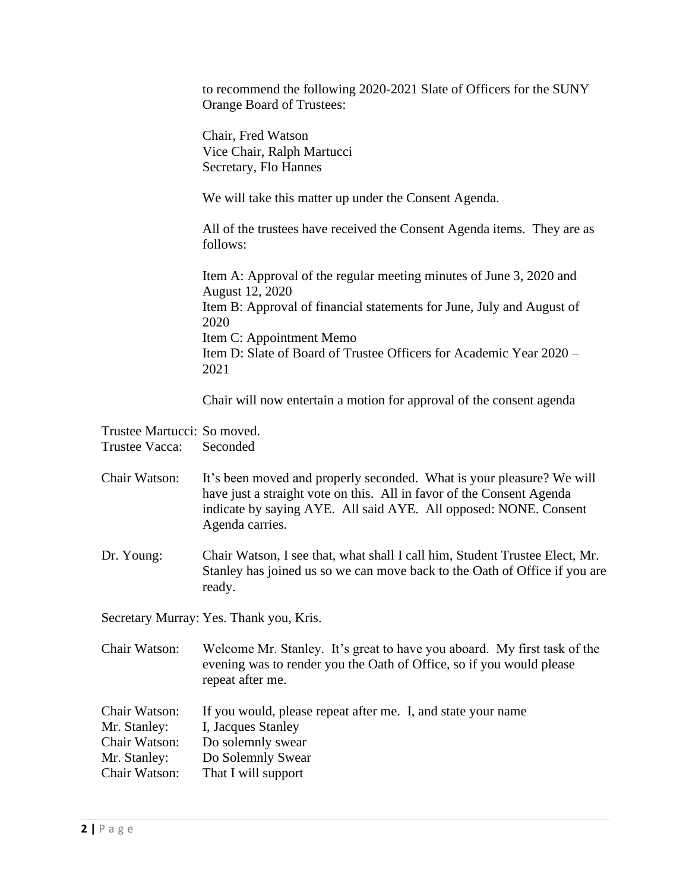to recommend the following 2020-2021 Slate of Officers for the SUNY Orange Board of Trustees:

Chair, Fred Watson
Vice Chair, Ralph Martucci
Secretary, Flo Hannes

We will take this matter up under the Consent Agenda.

All of the trustees have received the Consent Agenda items. They are as follows:

Item A: Approval of the regular meeting minutes of June 3, 2020 and August 12, 2020
Item B: Approval of financial statements for June, July and August of 2020
Item C: Appointment Memo
Item D: Slate of Board of Trustee Officers for Academic Year 2020 – 2021

Chair will now entertain a motion for approval of the consent agenda

Trustee Martucci: So moved.
Trustee Vacca: Seconded

Chair Watson: It's been moved and properly seconded. What is your pleasure? We will have just a straight vote on this. All in favor of the Consent Agenda indicate by saying AYE. All said AYE. All opposed: NONE. Consent Agenda carries.

Dr. Young: Chair Watson, I see that, what shall I call him, Student Trustee Elect, Mr. Stanley has joined us so we can move back to the Oath of Office if you are ready.

Secretary Murray: Yes. Thank you, Kris.

Chair Watson: Welcome Mr. Stanley. It's great to have you aboard. My first task of the evening was to render you the Oath of Office, so if you would please repeat after me.

Chair Watson: If you would, please repeat after me. I, and state your name
Mr. Stanley: I, Jacques Stanley
Chair Watson: Do solemnly swear
Mr. Stanley: Do Solemnly Swear
Chair Watson: That I will support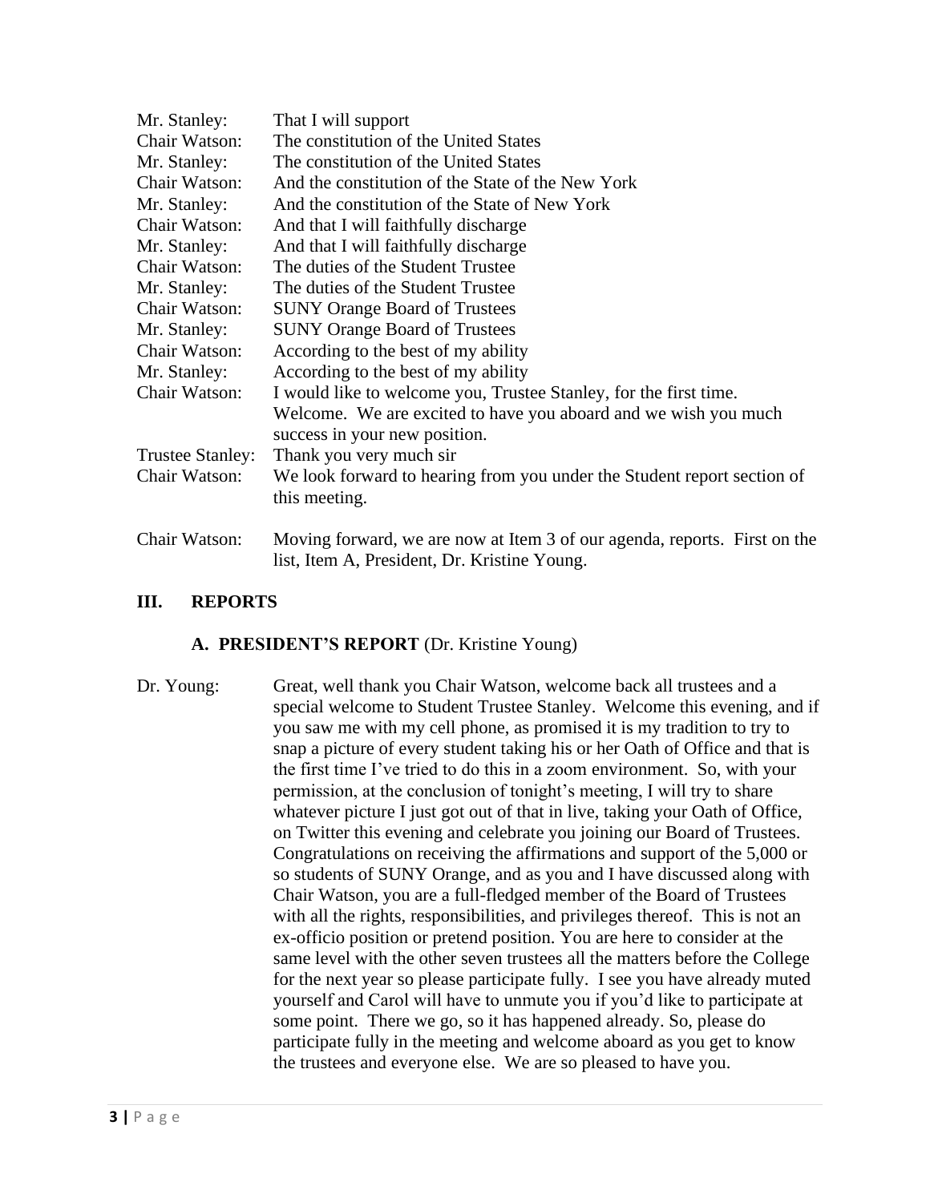| | |
|---|---|
| Mr. Stanley: | That I will support |
| Chair Watson: | The constitution of the United States |
| Mr. Stanley: | The constitution of the United States |
| Chair Watson: | And the constitution of the State of the New York |
| Mr. Stanley: | And the constitution of the State of New York |
| Chair Watson: | And that I will faithfully discharge |
| Mr. Stanley: | And that I will faithfully discharge |
| Chair Watson: | The duties of the Student Trustee |
| Mr. Stanley: | The duties of the Student Trustee |
| Chair Watson: | SUNY Orange Board of Trustees |
| Mr. Stanley: | SUNY Orange Board of Trustees |
| Chair Watson: | According to the best of my ability |
| Mr. Stanley: | According to the best of my ability |
| Chair Watson: | I would like to welcome you, Trustee Stanley, for the first time. Welcome. We are excited to have you aboard and we wish you much success in your new position. |
| Trustee Stanley: | Thank you very much sir |
| Chair Watson: | We look forward to hearing from you under the Student report section of this meeting. |

Chair Watson: Moving forward, we are now at Item 3 of our agenda, reports. First on the list, Item A, President, Dr. Kristine Young.

## III. REPORTS

### A. PRESIDENT'S REPORT (Dr. Kristine Young)

Dr. Young: Great, well thank you Chair Watson, welcome back all trustees and a special welcome to Student Trustee Stanley. Welcome this evening, and if you saw me with my cell phone, as promised it is my tradition to try to snap a picture of every student taking his or her Oath of Office and that is the first time I've tried to do this in a zoom environment. So, with your permission, at the conclusion of tonight's meeting, I will try to share whatever picture I just got out of that in live, taking your Oath of Office, on Twitter this evening and celebrate you joining our Board of Trustees. Congratulations on receiving the affirmations and support of the 5,000 or so students of SUNY Orange, and as you and I have discussed along with Chair Watson, you are a full-fledged member of the Board of Trustees with all the rights, responsibilities, and privileges thereof. This is not an ex-officio position or pretend position. You are here to consider at the same level with the other seven trustees all the matters before the College for the next year so please participate fully. I see you have already muted yourself and Carol will have to unmute you if you'd like to participate at some point. There we go, so it has happened already. So, please do participate fully in the meeting and welcome aboard as you get to know the trustees and everyone else. We are so pleased to have you.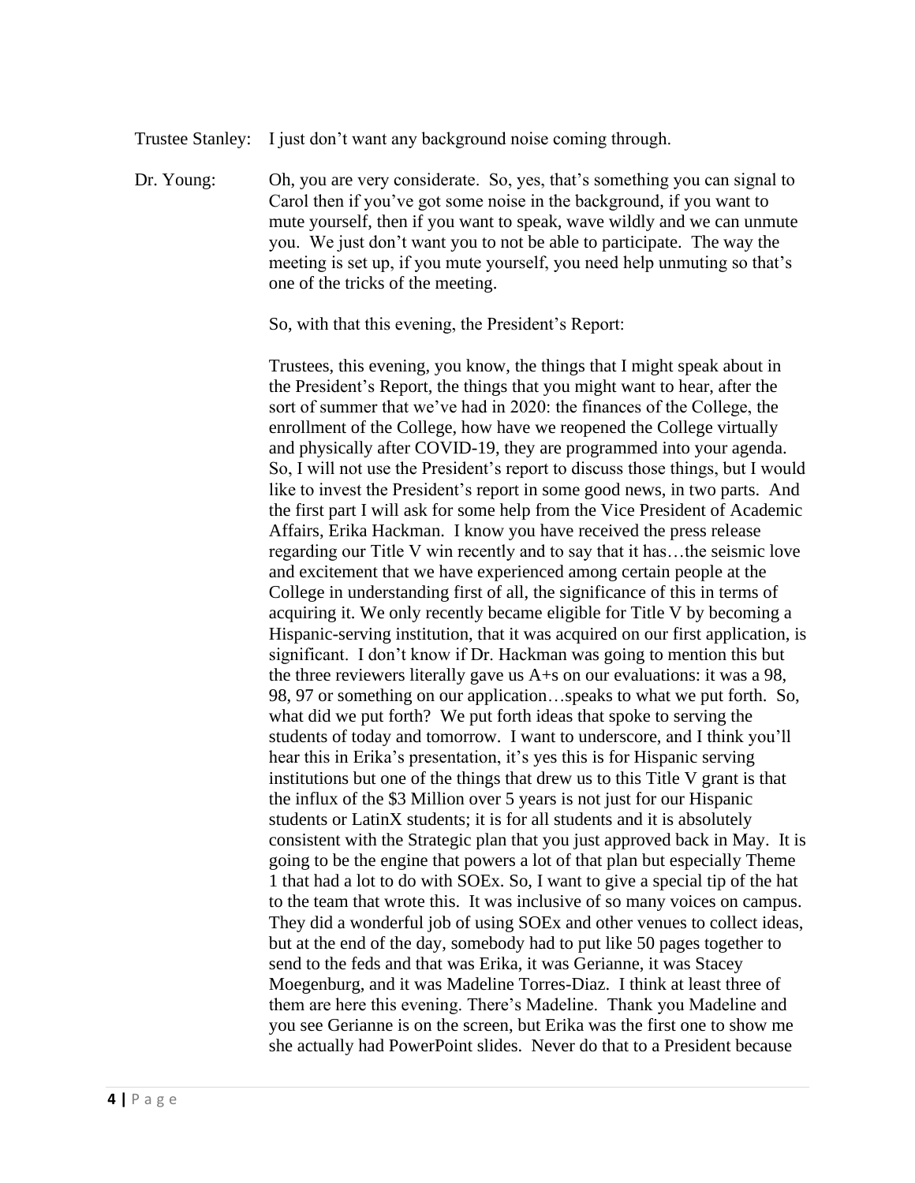Trustee Stanley: I just don't want any background noise coming through.

Dr. Young: Oh, you are very considerate. So, yes, that's something you can signal to Carol then if you've got some noise in the background, if you want to mute yourself, then if you want to speak, wave wildly and we can unmute you. We just don't want you to not be able to participate. The way the meeting is set up, if you mute yourself, you need help unmuting so that's one of the tricks of the meeting.

So, with that this evening, the President's Report:

Trustees, this evening, you know, the things that I might speak about in the President's Report, the things that you might want to hear, after the sort of summer that we've had in 2020: the finances of the College, the enrollment of the College, how have we reopened the College virtually and physically after COVID-19, they are programmed into your agenda. So, I will not use the President's report to discuss those things, but I would like to invest the President's report in some good news, in two parts. And the first part I will ask for some help from the Vice President of Academic Affairs, Erika Hackman. I know you have received the press release regarding our Title V win recently and to say that it has…the seismic love and excitement that we have experienced among certain people at the College in understanding first of all, the significance of this in terms of acquiring it. We only recently became eligible for Title V by becoming a Hispanic-serving institution, that it was acquired on our first application, is significant. I don't know if Dr. Hackman was going to mention this but the three reviewers literally gave us A+s on our evaluations: it was a 98, 98, 97 or something on our application…speaks to what we put forth. So, what did we put forth? We put forth ideas that spoke to serving the students of today and tomorrow. I want to underscore, and I think you'll hear this in Erika's presentation, it's yes this is for Hispanic serving institutions but one of the things that drew us to this Title V grant is that the influx of the $3 Million over 5 years is not just for our Hispanic students or LatinX students; it is for all students and it is absolutely consistent with the Strategic plan that you just approved back in May. It is going to be the engine that powers a lot of that plan but especially Theme 1 that had a lot to do with SOEx. So, I want to give a special tip of the hat to the team that wrote this. It was inclusive of so many voices on campus. They did a wonderful job of using SOEx and other venues to collect ideas, but at the end of the day, somebody had to put like 50 pages together to send to the feds and that was Erika, it was Gerianne, it was Stacey Moegenburg, and it was Madeline Torres-Diaz. I think at least three of them are here this evening. There's Madeline. Thank you Madeline and you see Gerianne is on the screen, but Erika was the first one to show me she actually had PowerPoint slides. Never do that to a President because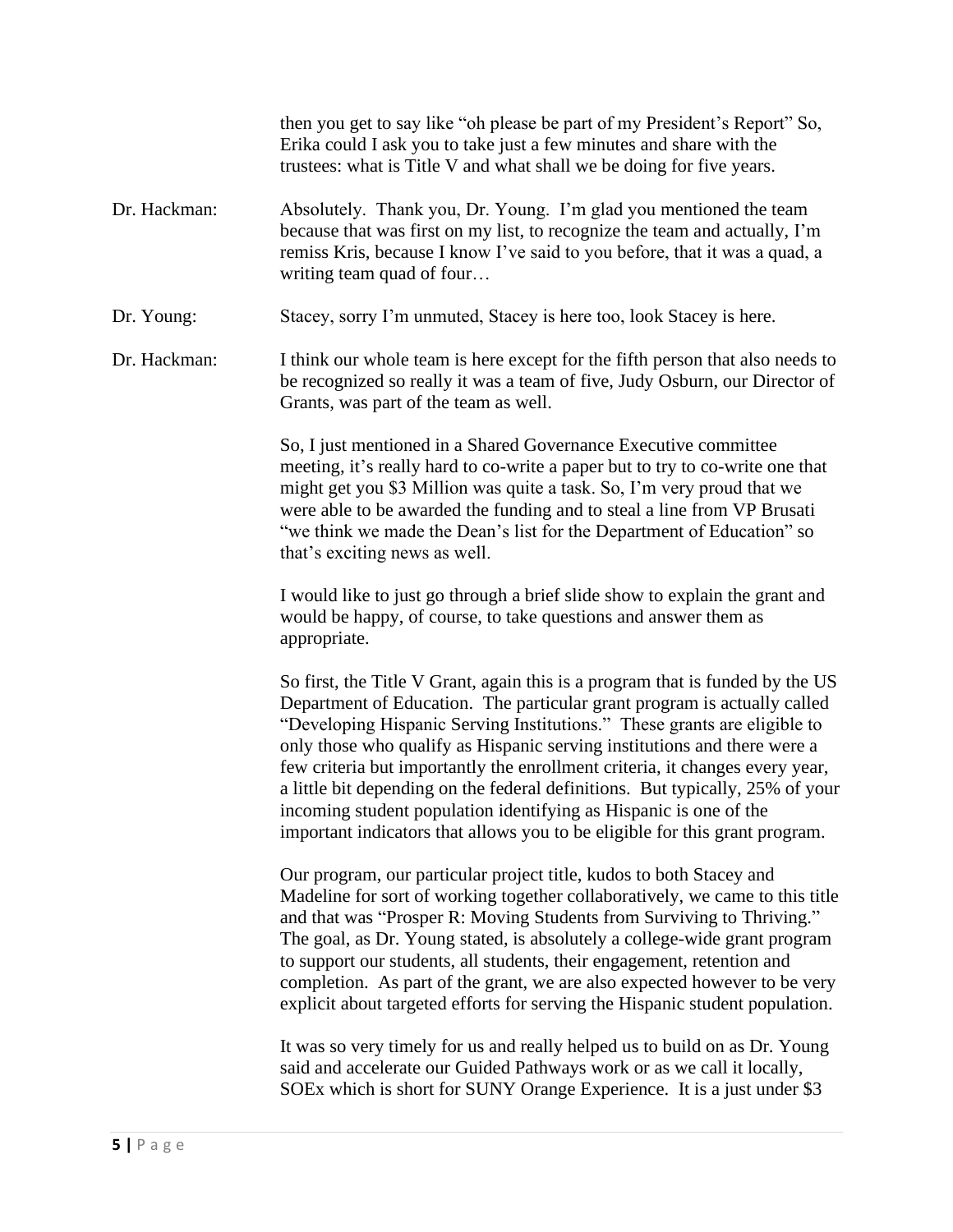then you get to say like "oh please be part of my President's Report" So, Erika could I ask you to take just a few minutes and share with the trustees: what is Title V and what shall we be doing for five years.

Dr. Hackman: Absolutely. Thank you, Dr. Young. I'm glad you mentioned the team because that was first on my list, to recognize the team and actually, I'm remiss Kris, because I know I've said to you before, that it was a quad, a writing team quad of four…

Dr. Young: Stacey, sorry I'm unmuted, Stacey is here too, look Stacey is here.

Dr. Hackman: I think our whole team is here except for the fifth person that also needs to be recognized so really it was a team of five, Judy Osburn, our Director of Grants, was part of the team as well.

So, I just mentioned in a Shared Governance Executive committee meeting, it's really hard to co-write a paper but to try to co-write one that might get you $3 Million was quite a task. So, I'm very proud that we were able to be awarded the funding and to steal a line from VP Brusati "we think we made the Dean's list for the Department of Education" so that's exciting news as well.

I would like to just go through a brief slide show to explain the grant and would be happy, of course, to take questions and answer them as appropriate.

So first, the Title V Grant, again this is a program that is funded by the US Department of Education. The particular grant program is actually called "Developing Hispanic Serving Institutions." These grants are eligible to only those who qualify as Hispanic serving institutions and there were a few criteria but importantly the enrollment criteria, it changes every year, a little bit depending on the federal definitions. But typically, 25% of your incoming student population identifying as Hispanic is one of the important indicators that allows you to be eligible for this grant program.

Our program, our particular project title, kudos to both Stacey and Madeline for sort of working together collaboratively, we came to this title and that was "Prosper R: Moving Students from Surviving to Thriving." The goal, as Dr. Young stated, is absolutely a college-wide grant program to support our students, all students, their engagement, retention and completion. As part of the grant, we are also expected however to be very explicit about targeted efforts for serving the Hispanic student population.

It was so very timely for us and really helped us to build on as Dr. Young said and accelerate our Guided Pathways work or as we call it locally, SOEx which is short for SUNY Orange Experience. It is a just under $3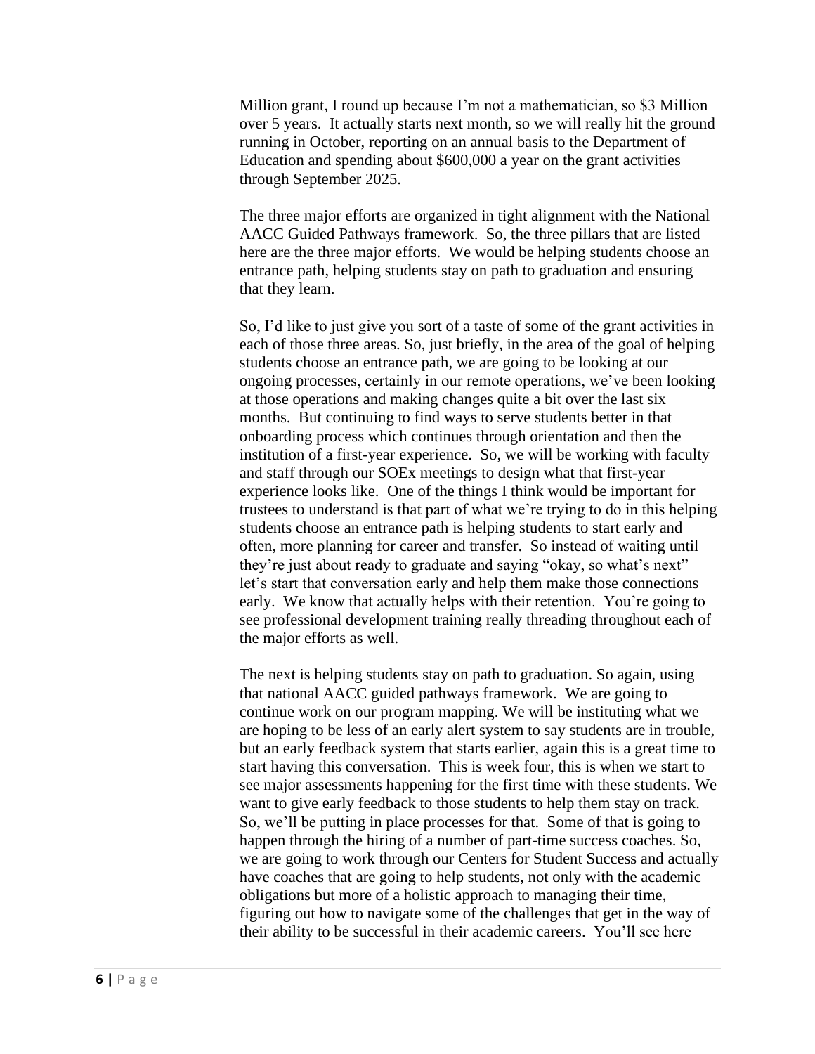Million grant, I round up because I'm not a mathematician, so $3 Million over 5 years. It actually starts next month, so we will really hit the ground running in October, reporting on an annual basis to the Department of Education and spending about $600,000 a year on the grant activities through September 2025.

The three major efforts are organized in tight alignment with the National AACC Guided Pathways framework. So, the three pillars that are listed here are the three major efforts. We would be helping students choose an entrance path, helping students stay on path to graduation and ensuring that they learn.

So, I'd like to just give you sort of a taste of some of the grant activities in each of those three areas. So, just briefly, in the area of the goal of helping students choose an entrance path, we are going to be looking at our ongoing processes, certainly in our remote operations, we've been looking at those operations and making changes quite a bit over the last six months. But continuing to find ways to serve students better in that onboarding process which continues through orientation and then the institution of a first-year experience. So, we will be working with faculty and staff through our SOEx meetings to design what that first-year experience looks like. One of the things I think would be important for trustees to understand is that part of what we're trying to do in this helping students choose an entrance path is helping students to start early and often, more planning for career and transfer. So instead of waiting until they're just about ready to graduate and saying "okay, so what's next" let's start that conversation early and help them make those connections early. We know that actually helps with their retention. You're going to see professional development training really threading throughout each of the major efforts as well.

The next is helping students stay on path to graduation. So again, using that national AACC guided pathways framework. We are going to continue work on our program mapping. We will be instituting what we are hoping to be less of an early alert system to say students are in trouble, but an early feedback system that starts earlier, again this is a great time to start having this conversation. This is week four, this is when we start to see major assessments happening for the first time with these students. We want to give early feedback to those students to help them stay on track. So, we'll be putting in place processes for that. Some of that is going to happen through the hiring of a number of part-time success coaches. So, we are going to work through our Centers for Student Success and actually have coaches that are going to help students, not only with the academic obligations but more of a holistic approach to managing their time, figuring out how to navigate some of the challenges that get in the way of their ability to be successful in their academic careers. You'll see here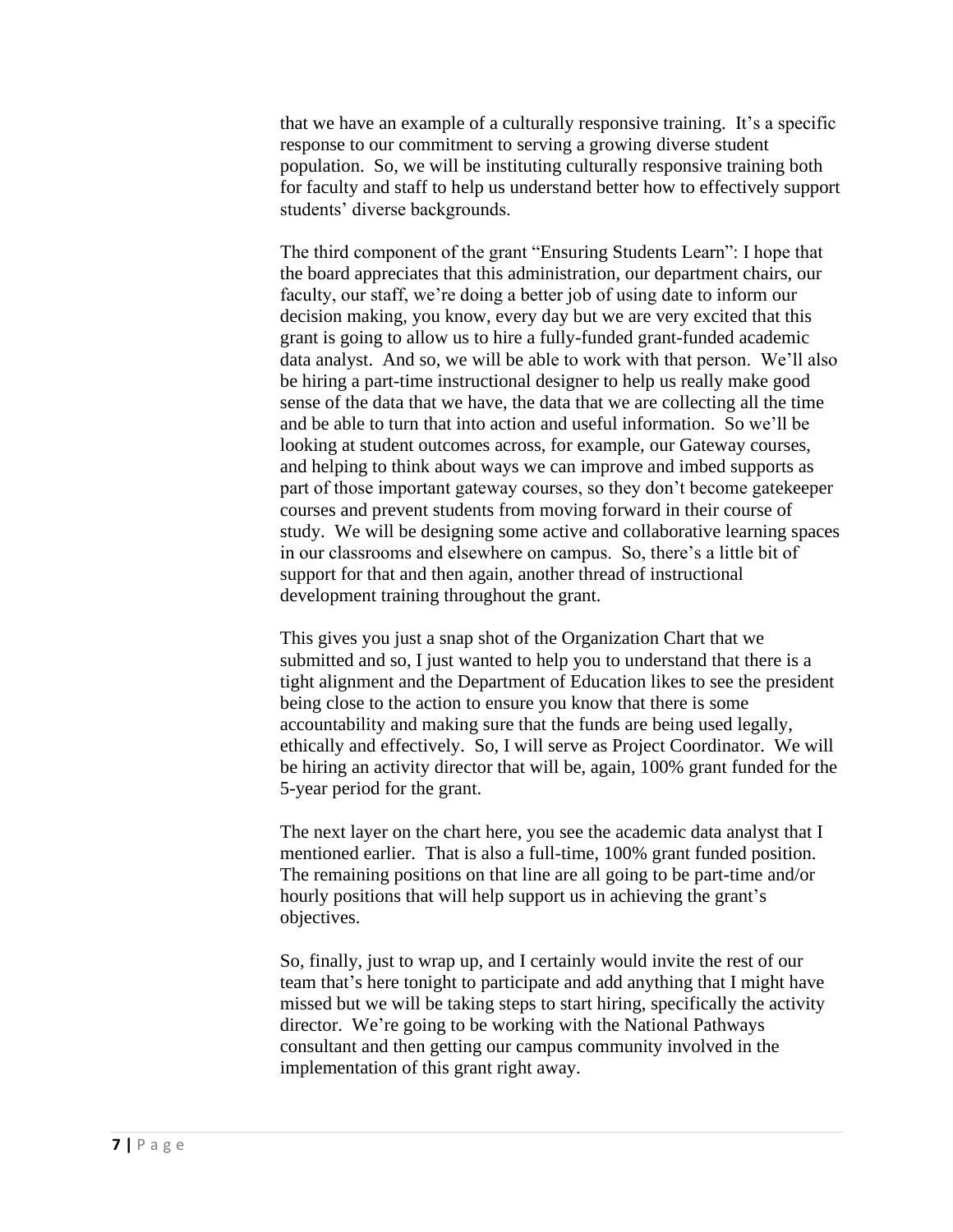that we have an example of a culturally responsive training. It's a specific response to our commitment to serving a growing diverse student population. So, we will be instituting culturally responsive training both for faculty and staff to help us understand better how to effectively support students' diverse backgrounds.

The third component of the grant "Ensuring Students Learn": I hope that the board appreciates that this administration, our department chairs, our faculty, our staff, we're doing a better job of using date to inform our decision making, you know, every day but we are very excited that this grant is going to allow us to hire a fully-funded grant-funded academic data analyst. And so, we will be able to work with that person. We'll also be hiring a part-time instructional designer to help us really make good sense of the data that we have, the data that we are collecting all the time and be able to turn that into action and useful information. So we'll be looking at student outcomes across, for example, our Gateway courses, and helping to think about ways we can improve and imbed supports as part of those important gateway courses, so they don't become gatekeeper courses and prevent students from moving forward in their course of study. We will be designing some active and collaborative learning spaces in our classrooms and elsewhere on campus. So, there's a little bit of support for that and then again, another thread of instructional development training throughout the grant.

This gives you just a snap shot of the Organization Chart that we submitted and so, I just wanted to help you to understand that there is a tight alignment and the Department of Education likes to see the president being close to the action to ensure you know that there is some accountability and making sure that the funds are being used legally, ethically and effectively. So, I will serve as Project Coordinator. We will be hiring an activity director that will be, again, 100% grant funded for the 5-year period for the grant.

The next layer on the chart here, you see the academic data analyst that I mentioned earlier. That is also a full-time, 100% grant funded position. The remaining positions on that line are all going to be part-time and/or hourly positions that will help support us in achieving the grant's objectives.

So, finally, just to wrap up, and I certainly would invite the rest of our team that's here tonight to participate and add anything that I might have missed but we will be taking steps to start hiring, specifically the activity director. We're going to be working with the National Pathways consultant and then getting our campus community involved in the implementation of this grant right away.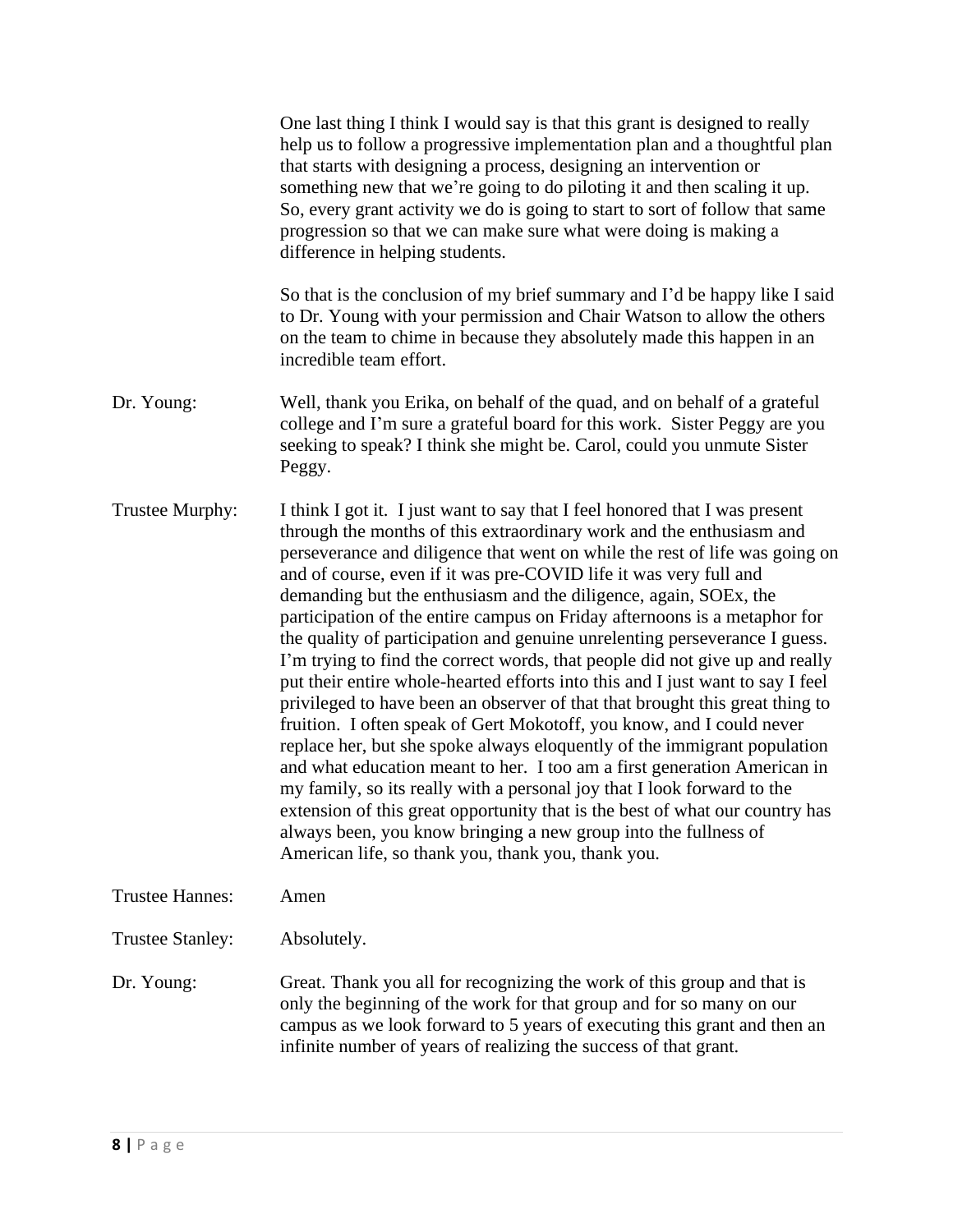One last thing I think I would say is that this grant is designed to really help us to follow a progressive implementation plan and a thoughtful plan that starts with designing a process, designing an intervention or something new that we're going to do piloting it and then scaling it up. So, every grant activity we do is going to start to sort of follow that same progression so that we can make sure what were doing is making a difference in helping students.

So that is the conclusion of my brief summary and I'd be happy like I said to Dr. Young with your permission and Chair Watson to allow the others on the team to chime in because they absolutely made this happen in an incredible team effort.

Dr. Young: Well, thank you Erika, on behalf of the quad, and on behalf of a grateful college and I'm sure a grateful board for this work. Sister Peggy are you seeking to speak? I think she might be. Carol, could you unmute Sister Peggy.

Trustee Murphy: I think I got it. I just want to say that I feel honored that I was present through the months of this extraordinary work and the enthusiasm and perseverance and diligence that went on while the rest of life was going on and of course, even if it was pre-COVID life it was very full and demanding but the enthusiasm and the diligence, again, SOEx, the participation of the entire campus on Friday afternoons is a metaphor for the quality of participation and genuine unrelenting perseverance I guess. I'm trying to find the correct words, that people did not give up and really put their entire whole-hearted efforts into this and I just want to say I feel privileged to have been an observer of that that brought this great thing to fruition. I often speak of Gert Mokotoff, you know, and I could never replace her, but she spoke always eloquently of the immigrant population and what education meant to her. I too am a first generation American in my family, so its really with a personal joy that I look forward to the extension of this great opportunity that is the best of what our country has always been, you know bringing a new group into the fullness of American life, so thank you, thank you, thank you.

Trustee Hannes: Amen

Trustee Stanley: Absolutely.

Dr. Young: Great. Thank you all for recognizing the work of this group and that is only the beginning of the work for that group and for so many on our campus as we look forward to 5 years of executing this grant and then an infinite number of years of realizing the success of that grant.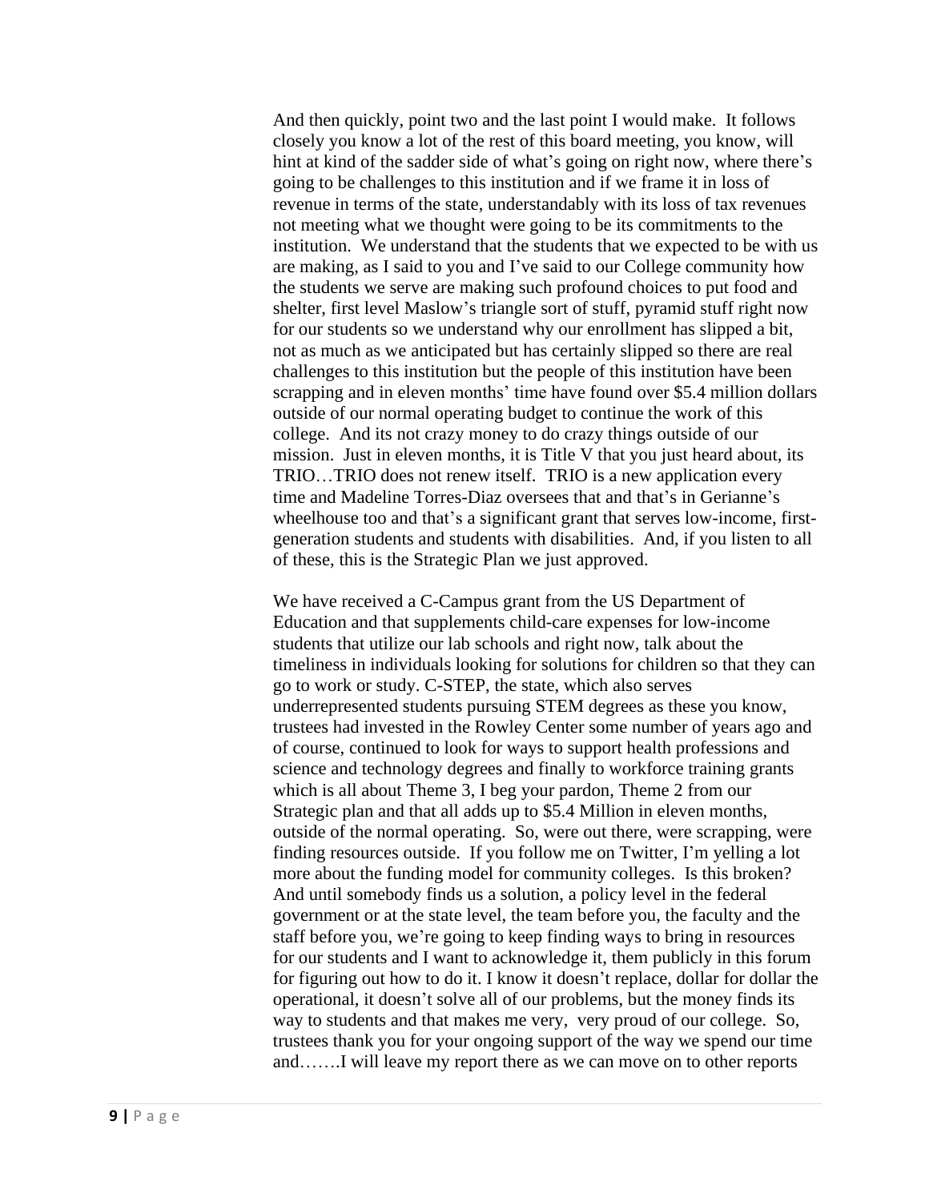And then quickly, point two and the last point I would make. It follows closely you know a lot of the rest of this board meeting, you know, will hint at kind of the sadder side of what's going on right now, where there's going to be challenges to this institution and if we frame it in loss of revenue in terms of the state, understandably with its loss of tax revenues not meeting what we thought were going to be its commitments to the institution. We understand that the students that we expected to be with us are making, as I said to you and I've said to our College community how the students we serve are making such profound choices to put food and shelter, first level Maslow's triangle sort of stuff, pyramid stuff right now for our students so we understand why our enrollment has slipped a bit, not as much as we anticipated but has certainly slipped so there are real challenges to this institution but the people of this institution have been scrapping and in eleven months' time have found over $5.4 million dollars outside of our normal operating budget to continue the work of this college. And its not crazy money to do crazy things outside of our mission. Just in eleven months, it is Title V that you just heard about, its TRIO…TRIO does not renew itself. TRIO is a new application every time and Madeline Torres-Diaz oversees that and that's in Gerianne's wheelhouse too and that's a significant grant that serves low-income, first-generation students and students with disabilities. And, if you listen to all of these, this is the Strategic Plan we just approved.

We have received a C-Campus grant from the US Department of Education and that supplements child-care expenses for low-income students that utilize our lab schools and right now, talk about the timeliness in individuals looking for solutions for children so that they can go to work or study. C-STEP, the state, which also serves underrepresented students pursuing STEM degrees as these you know, trustees had invested in the Rowley Center some number of years ago and of course, continued to look for ways to support health professions and science and technology degrees and finally to workforce training grants which is all about Theme 3, I beg your pardon, Theme 2 from our Strategic plan and that all adds up to $5.4 Million in eleven months, outside of the normal operating. So, were out there, were scrapping, were finding resources outside. If you follow me on Twitter, I'm yelling a lot more about the funding model for community colleges. Is this broken? And until somebody finds us a solution, a policy level in the federal government or at the state level, the team before you, the faculty and the staff before you, we're going to keep finding ways to bring in resources for our students and I want to acknowledge it, them publicly in this forum for figuring out how to do it. I know it doesn't replace, dollar for dollar the operational, it doesn't solve all of our problems, but the money finds its way to students and that makes me very, very proud of our college. So, trustees thank you for your ongoing support of the way we spend our time and…….I will leave my report there as we can move on to other reports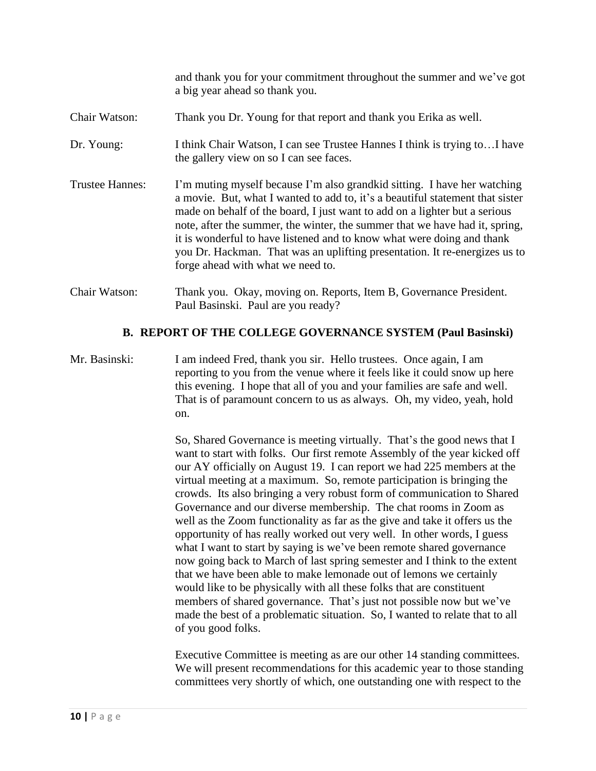and thank you for your commitment throughout the summer and we've got a big year ahead so thank you.

Chair Watson: Thank you Dr. Young for that report and thank you Erika as well.

Dr. Young: I think Chair Watson, I can see Trustee Hannes I think is trying to…I have the gallery view on so I can see faces.

Trustee Hannes: I'm muting myself because I'm also grandkid sitting. I have her watching a movie. But, what I wanted to add to, it's a beautiful statement that sister made on behalf of the board, I just want to add on a lighter but a serious note, after the summer, the winter, the summer that we have had it, spring, it is wonderful to have listened and to know what were doing and thank you Dr. Hackman. That was an uplifting presentation. It re-energizes us to forge ahead with what we need to.

Chair Watson: Thank you. Okay, moving on. Reports, Item B, Governance President. Paul Basinski. Paul are you ready?

## B. REPORT OF THE COLLEGE GOVERNANCE SYSTEM (Paul Basinski)

Mr. Basinski: I am indeed Fred, thank you sir. Hello trustees. Once again, I am reporting to you from the venue where it feels like it could snow up here this evening. I hope that all of you and your families are safe and well. That is of paramount concern to us as always. Oh, my video, yeah, hold on.

So, Shared Governance is meeting virtually. That's the good news that I want to start with folks. Our first remote Assembly of the year kicked off our AY officially on August 19. I can report we had 225 members at the virtual meeting at a maximum. So, remote participation is bringing the crowds. Its also bringing a very robust form of communication to Shared Governance and our diverse membership. The chat rooms in Zoom as well as the Zoom functionality as far as the give and take it offers us the opportunity of has really worked out very well. In other words, I guess what I want to start by saying is we've been remote shared governance now going back to March of last spring semester and I think to the extent that we have been able to make lemonade out of lemons we certainly would like to be physically with all these folks that are constituent members of shared governance. That's just not possible now but we've made the best of a problematic situation. So, I wanted to relate that to all of you good folks.

Executive Committee is meeting as are our other 14 standing committees. We will present recommendations for this academic year to those standing committees very shortly of which, one outstanding one with respect to the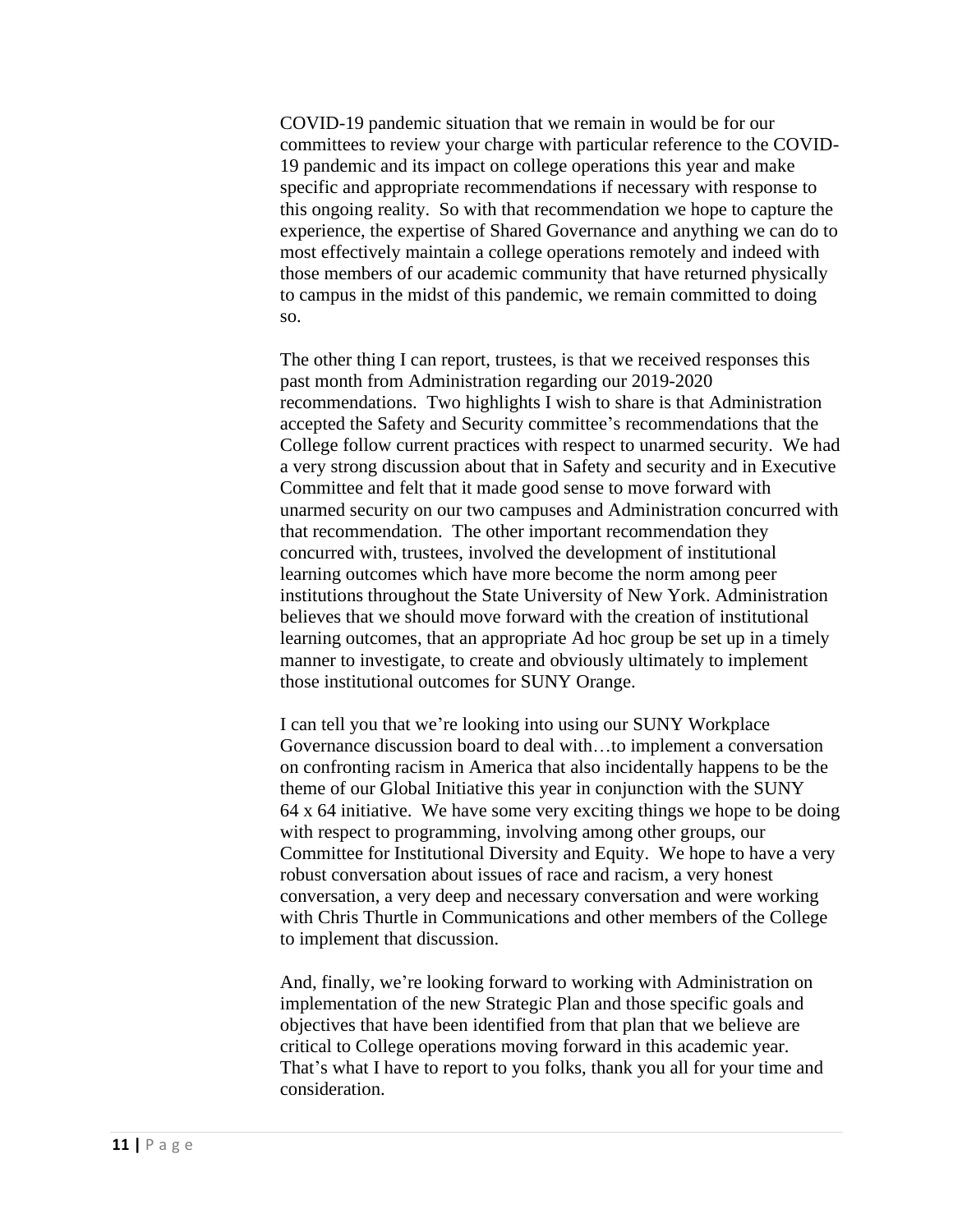COVID-19 pandemic situation that we remain in would be for our committees to review your charge with particular reference to the COVID-19 pandemic and its impact on college operations this year and make specific and appropriate recommendations if necessary with response to this ongoing reality. So with that recommendation we hope to capture the experience, the expertise of Shared Governance and anything we can do to most effectively maintain a college operations remotely and indeed with those members of our academic community that have returned physically to campus in the midst of this pandemic, we remain committed to doing so.

The other thing I can report, trustees, is that we received responses this past month from Administration regarding our 2019-2020 recommendations. Two highlights I wish to share is that Administration accepted the Safety and Security committee's recommendations that the College follow current practices with respect to unarmed security. We had a very strong discussion about that in Safety and security and in Executive Committee and felt that it made good sense to move forward with unarmed security on our two campuses and Administration concurred with that recommendation. The other important recommendation they concurred with, trustees, involved the development of institutional learning outcomes which have more become the norm among peer institutions throughout the State University of New York. Administration believes that we should move forward with the creation of institutional learning outcomes, that an appropriate Ad hoc group be set up in a timely manner to investigate, to create and obviously ultimately to implement those institutional outcomes for SUNY Orange.

I can tell you that we're looking into using our SUNY Workplace Governance discussion board to deal with…to implement a conversation on confronting racism in America that also incidentally happens to be the theme of our Global Initiative this year in conjunction with the SUNY 64 x 64 initiative. We have some very exciting things we hope to be doing with respect to programming, involving among other groups, our Committee for Institutional Diversity and Equity. We hope to have a very robust conversation about issues of race and racism, a very honest conversation, a very deep and necessary conversation and were working with Chris Thurtle in Communications and other members of the College to implement that discussion.

And, finally, we're looking forward to working with Administration on implementation of the new Strategic Plan and those specific goals and objectives that have been identified from that plan that we believe are critical to College operations moving forward in this academic year. That's what I have to report to you folks, thank you all for your time and consideration.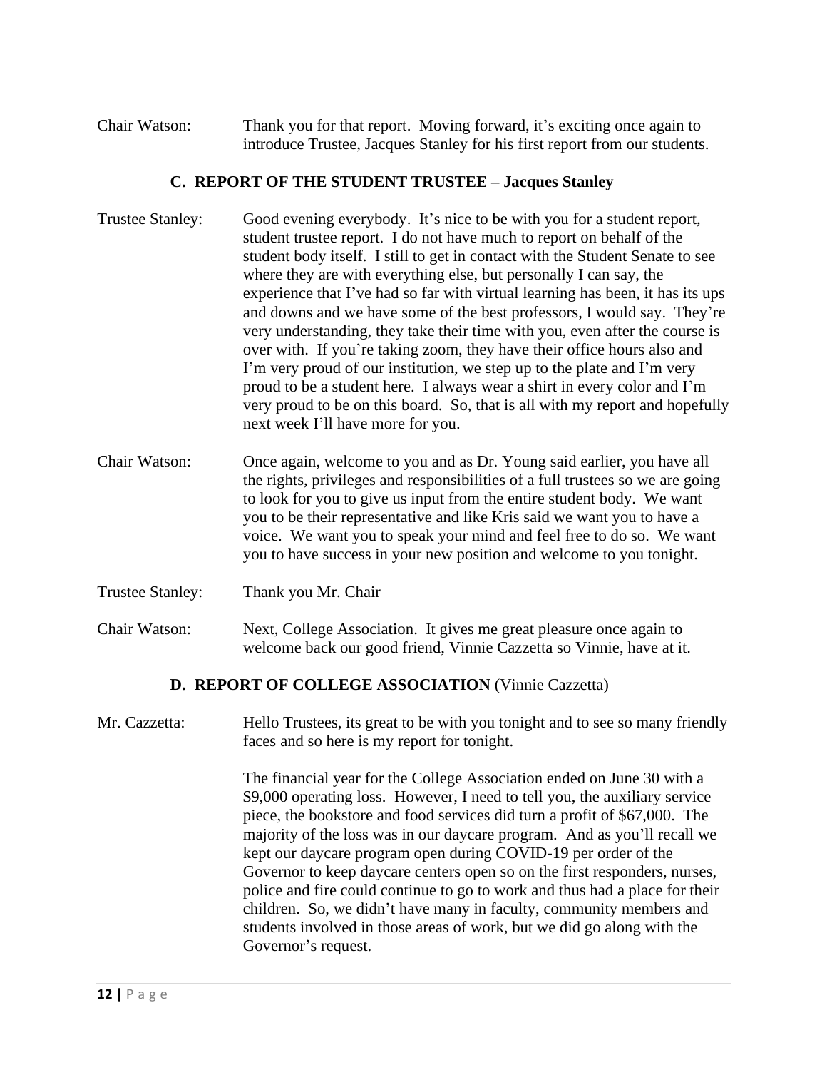Chair Watson: Thank you for that report. Moving forward, it's exciting once again to introduce Trustee, Jacques Stanley for his first report from our students.

### C. REPORT OF THE STUDENT TRUSTEE – Jacques Stanley

Trustee Stanley: Good evening everybody. It's nice to be with you for a student report, student trustee report. I do not have much to report on behalf of the student body itself. I still to get in contact with the Student Senate to see where they are with everything else, but personally I can say, the experience that I've had so far with virtual learning has been, it has its ups and downs and we have some of the best professors, I would say. They're very understanding, they take their time with you, even after the course is over with. If you're taking zoom, they have their office hours also and I'm very proud of our institution, we step up to the plate and I'm very proud to be a student here. I always wear a shirt in every color and I'm very proud to be on this board. So, that is all with my report and hopefully next week I'll have more for you.

Chair Watson: Once again, welcome to you and as Dr. Young said earlier, you have all the rights, privileges and responsibilities of a full trustees so we are going to look for you to give us input from the entire student body. We want you to be their representative and like Kris said we want you to have a voice. We want you to speak your mind and feel free to do so. We want you to have success in your new position and welcome to you tonight.

Trustee Stanley: Thank you Mr. Chair

Chair Watson: Next, College Association. It gives me great pleasure once again to welcome back our good friend, Vinnie Cazzetta so Vinnie, have at it.

### D. REPORT OF COLLEGE ASSOCIATION (Vinnie Cazzetta)

Mr. Cazzetta: Hello Trustees, its great to be with you tonight and to see so many friendly faces and so here is my report for tonight.

The financial year for the College Association ended on June 30 with a $9,000 operating loss. However, I need to tell you, the auxiliary service piece, the bookstore and food services did turn a profit of $67,000. The majority of the loss was in our daycare program. And as you'll recall we kept our daycare program open during COVID-19 per order of the Governor to keep daycare centers open so on the first responders, nurses, police and fire could continue to go to work and thus had a place for their children. So, we didn't have many in faculty, community members and students involved in those areas of work, but we did go along with the Governor's request.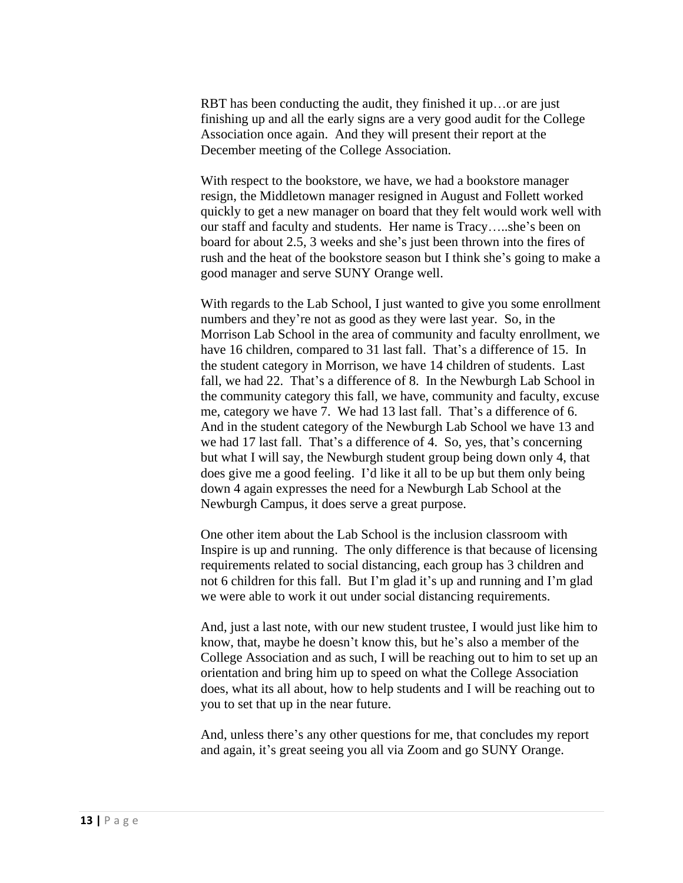RBT has been conducting the audit, they finished it up…or are just finishing up and all the early signs are a very good audit for the College Association once again. And they will present their report at the December meeting of the College Association.

With respect to the bookstore, we have, we had a bookstore manager resign, the Middletown manager resigned in August and Follett worked quickly to get a new manager on board that they felt would work well with our staff and faculty and students. Her name is Tracy…..she's been on board for about 2.5, 3 weeks and she's just been thrown into the fires of rush and the heat of the bookstore season but I think she's going to make a good manager and serve SUNY Orange well.

With regards to the Lab School, I just wanted to give you some enrollment numbers and they're not as good as they were last year. So, in the Morrison Lab School in the area of community and faculty enrollment, we have 16 children, compared to 31 last fall. That's a difference of 15. In the student category in Morrison, we have 14 children of students. Last fall, we had 22. That's a difference of 8. In the Newburgh Lab School in the community category this fall, we have, community and faculty, excuse me, category we have 7. We had 13 last fall. That's a difference of 6. And in the student category of the Newburgh Lab School we have 13 and we had 17 last fall. That's a difference of 4. So, yes, that's concerning but what I will say, the Newburgh student group being down only 4, that does give me a good feeling. I'd like it all to be up but them only being down 4 again expresses the need for a Newburgh Lab School at the Newburgh Campus, it does serve a great purpose.

One other item about the Lab School is the inclusion classroom with Inspire is up and running. The only difference is that because of licensing requirements related to social distancing, each group has 3 children and not 6 children for this fall. But I'm glad it's up and running and I'm glad we were able to work it out under social distancing requirements.

And, just a last note, with our new student trustee, I would just like him to know, that, maybe he doesn't know this, but he's also a member of the College Association and as such, I will be reaching out to him to set up an orientation and bring him up to speed on what the College Association does, what its all about, how to help students and I will be reaching out to you to set that up in the near future.

And, unless there's any other questions for me, that concludes my report and again, it's great seeing you all via Zoom and go SUNY Orange.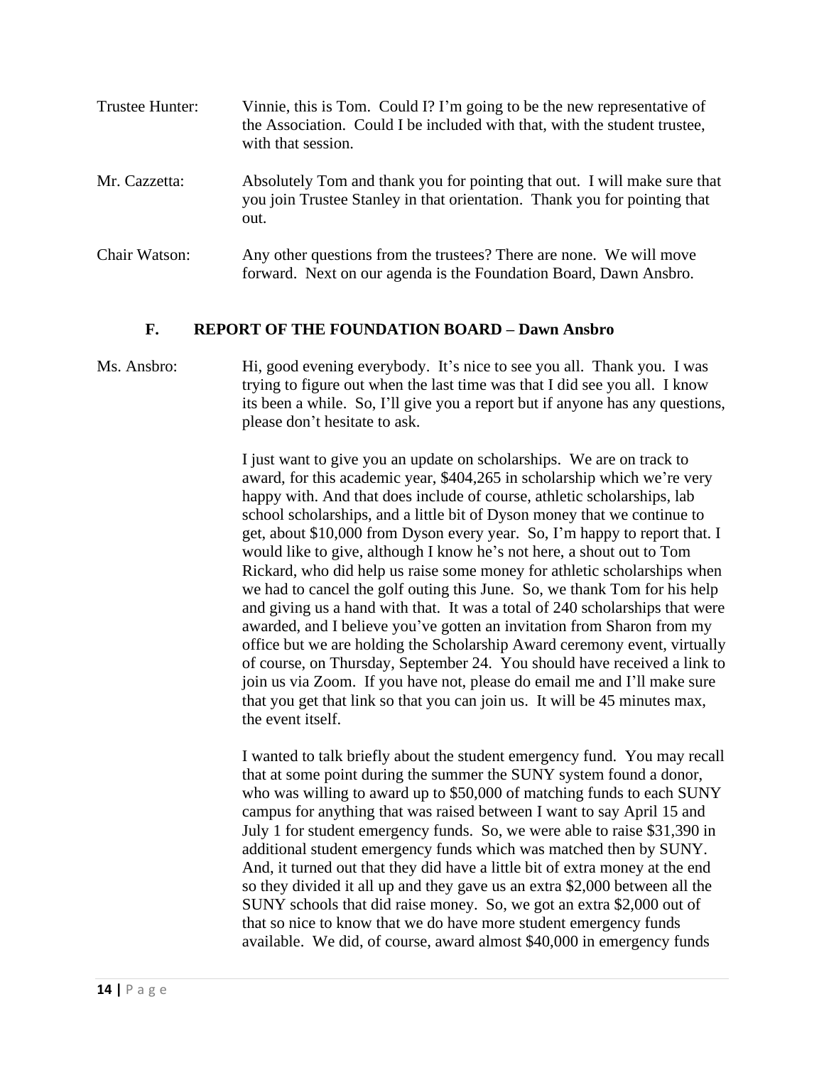Trustee Hunter: Vinnie, this is Tom. Could I? I'm going to be the new representative of the Association. Could I be included with that, with the student trustee, with that session.

Mr. Cazzetta: Absolutely Tom and thank you for pointing that out. I will make sure that you join Trustee Stanley in that orientation. Thank you for pointing that out.

Chair Watson: Any other questions from the trustees? There are none. We will move forward. Next on our agenda is the Foundation Board, Dawn Ansbro.

### F. REPORT OF THE FOUNDATION BOARD – Dawn Ansbro

Ms. Ansbro: Hi, good evening everybody. It's nice to see you all. Thank you. I was trying to figure out when the last time was that I did see you all. I know its been a while. So, I'll give you a report but if anyone has any questions, please don't hesitate to ask.

I just want to give you an update on scholarships. We are on track to award, for this academic year, $404,265 in scholarship which we're very happy with. And that does include of course, athletic scholarships, lab school scholarships, and a little bit of Dyson money that we continue to get, about $10,000 from Dyson every year. So, I'm happy to report that. I would like to give, although I know he's not here, a shout out to Tom Rickard, who did help us raise some money for athletic scholarships when we had to cancel the golf outing this June. So, we thank Tom for his help and giving us a hand with that. It was a total of 240 scholarships that were awarded, and I believe you've gotten an invitation from Sharon from my office but we are holding the Scholarship Award ceremony event, virtually of course, on Thursday, September 24. You should have received a link to join us via Zoom. If you have not, please do email me and I'll make sure that you get that link so that you can join us. It will be 45 minutes max, the event itself.

I wanted to talk briefly about the student emergency fund. You may recall that at some point during the summer the SUNY system found a donor, who was willing to award up to $50,000 of matching funds to each SUNY campus for anything that was raised between I want to say April 15 and July 1 for student emergency funds. So, we were able to raise $31,390 in additional student emergency funds which was matched then by SUNY. And, it turned out that they did have a little bit of extra money at the end so they divided it all up and they gave us an extra $2,000 between all the SUNY schools that did raise money. So, we got an extra $2,000 out of that so nice to know that we do have more student emergency funds available. We did, of course, award almost $40,000 in emergency funds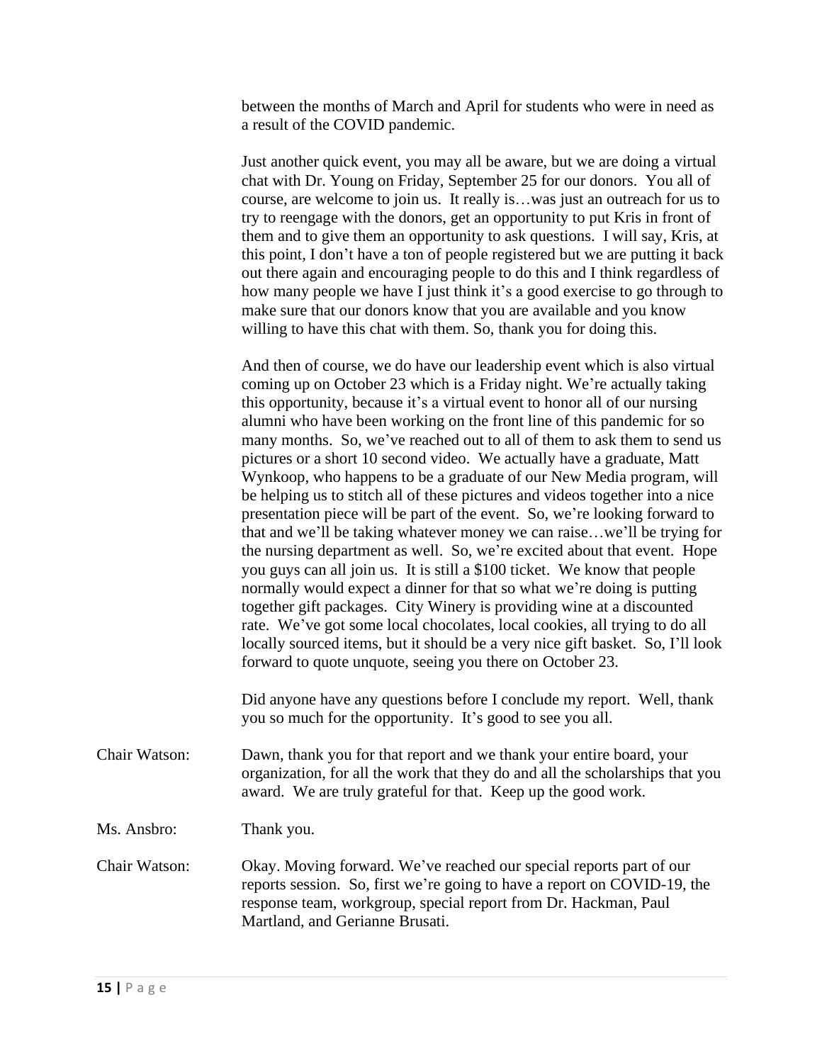between the months of March and April for students who were in need as a result of the COVID pandemic.

Just another quick event, you may all be aware, but we are doing a virtual chat with Dr. Young on Friday, September 25 for our donors. You all of course, are welcome to join us. It really is…was just an outreach for us to try to reengage with the donors, get an opportunity to put Kris in front of them and to give them an opportunity to ask questions. I will say, Kris, at this point, I don't have a ton of people registered but we are putting it back out there again and encouraging people to do this and I think regardless of how many people we have I just think it's a good exercise to go through to make sure that our donors know that you are available and you know willing to have this chat with them. So, thank you for doing this.

And then of course, we do have our leadership event which is also virtual coming up on October 23 which is a Friday night. We're actually taking this opportunity, because it's a virtual event to honor all of our nursing alumni who have been working on the front line of this pandemic for so many months. So, we've reached out to all of them to ask them to send us pictures or a short 10 second video. We actually have a graduate, Matt Wynkoop, who happens to be a graduate of our New Media program, will be helping us to stitch all of these pictures and videos together into a nice presentation piece will be part of the event. So, we're looking forward to that and we'll be taking whatever money we can raise…we'll be trying for the nursing department as well. So, we're excited about that event. Hope you guys can all join us. It is still a $100 ticket. We know that people normally would expect a dinner for that so what we're doing is putting together gift packages. City Winery is providing wine at a discounted rate. We've got some local chocolates, local cookies, all trying to do all locally sourced items, but it should be a very nice gift basket. So, I'll look forward to quote unquote, seeing you there on October 23.

Did anyone have any questions before I conclude my report. Well, thank you so much for the opportunity. It's good to see you all.

Chair Watson: Dawn, thank you for that report and we thank your entire board, your organization, for all the work that they do and all the scholarships that you award. We are truly grateful for that. Keep up the good work.

Ms. Ansbro: Thank you.

Chair Watson: Okay. Moving forward. We've reached our special reports part of our reports session. So, first we're going to have a report on COVID-19, the response team, workgroup, special report from Dr. Hackman, Paul Martland, and Gerianne Brusati.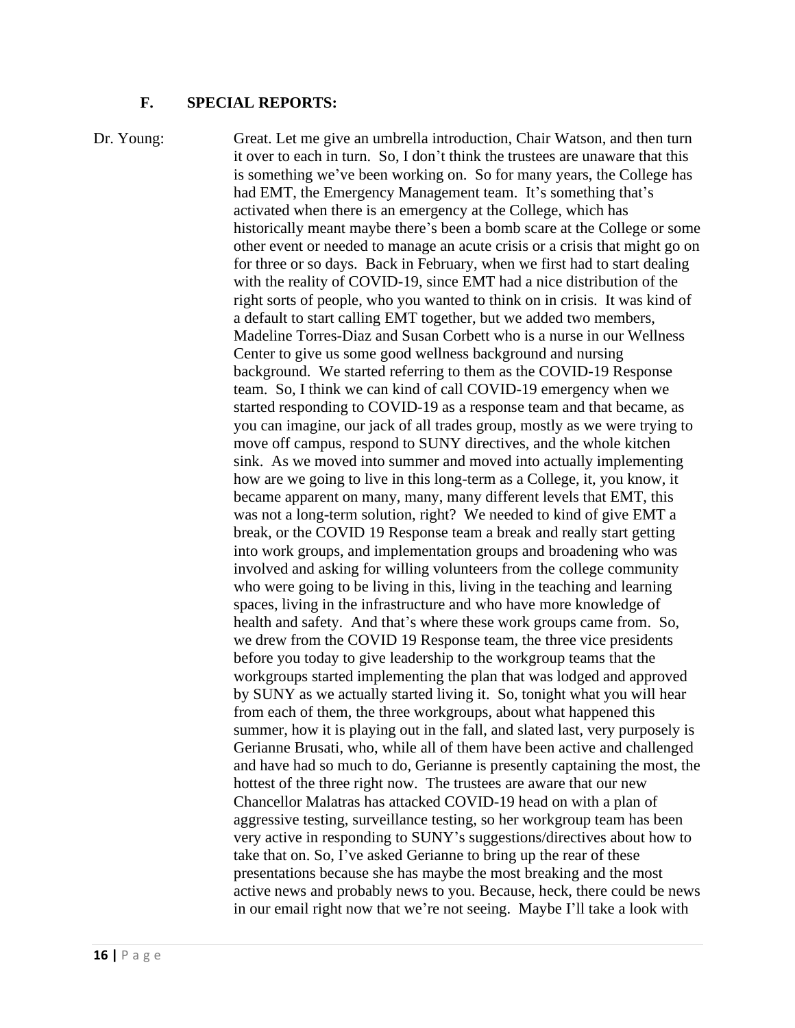### F. SPECIAL REPORTS:

Dr. Young: Great. Let me give an umbrella introduction, Chair Watson, and then turn it over to each in turn. So, I don't think the trustees are unaware that this is something we've been working on. So for many years, the College has had EMT, the Emergency Management team. It's something that's activated when there is an emergency at the College, which has historically meant maybe there's been a bomb scare at the College or some other event or needed to manage an acute crisis or a crisis that might go on for three or so days. Back in February, when we first had to start dealing with the reality of COVID-19, since EMT had a nice distribution of the right sorts of people, who you wanted to think on in crisis. It was kind of a default to start calling EMT together, but we added two members, Madeline Torres-Diaz and Susan Corbett who is a nurse in our Wellness Center to give us some good wellness background and nursing background. We started referring to them as the COVID-19 Response team. So, I think we can kind of call COVID-19 emergency when we started responding to COVID-19 as a response team and that became, as you can imagine, our jack of all trades group, mostly as we were trying to move off campus, respond to SUNY directives, and the whole kitchen sink. As we moved into summer and moved into actually implementing how are we going to live in this long-term as a College, it, you know, it became apparent on many, many, many different levels that EMT, this was not a long-term solution, right? We needed to kind of give EMT a break, or the COVID 19 Response team a break and really start getting into work groups, and implementation groups and broadening who was involved and asking for willing volunteers from the college community who were going to be living in this, living in the teaching and learning spaces, living in the infrastructure and who have more knowledge of health and safety. And that's where these work groups came from. So, we drew from the COVID 19 Response team, the three vice presidents before you today to give leadership to the workgroup teams that the workgroups started implementing the plan that was lodged and approved by SUNY as we actually started living it. So, tonight what you will hear from each of them, the three workgroups, about what happened this summer, how it is playing out in the fall, and slated last, very purposely is Gerianne Brusati, who, while all of them have been active and challenged and have had so much to do, Gerianne is presently captaining the most, the hottest of the three right now. The trustees are aware that our new Chancellor Malatras has attacked COVID-19 head on with a plan of aggressive testing, surveillance testing, so her workgroup team has been very active in responding to SUNY's suggestions/directives about how to take that on. So, I've asked Gerianne to bring up the rear of these presentations because she has maybe the most breaking and the most active news and probably news to you. Because, heck, there could be news in our email right now that we're not seeing. Maybe I'll take a look with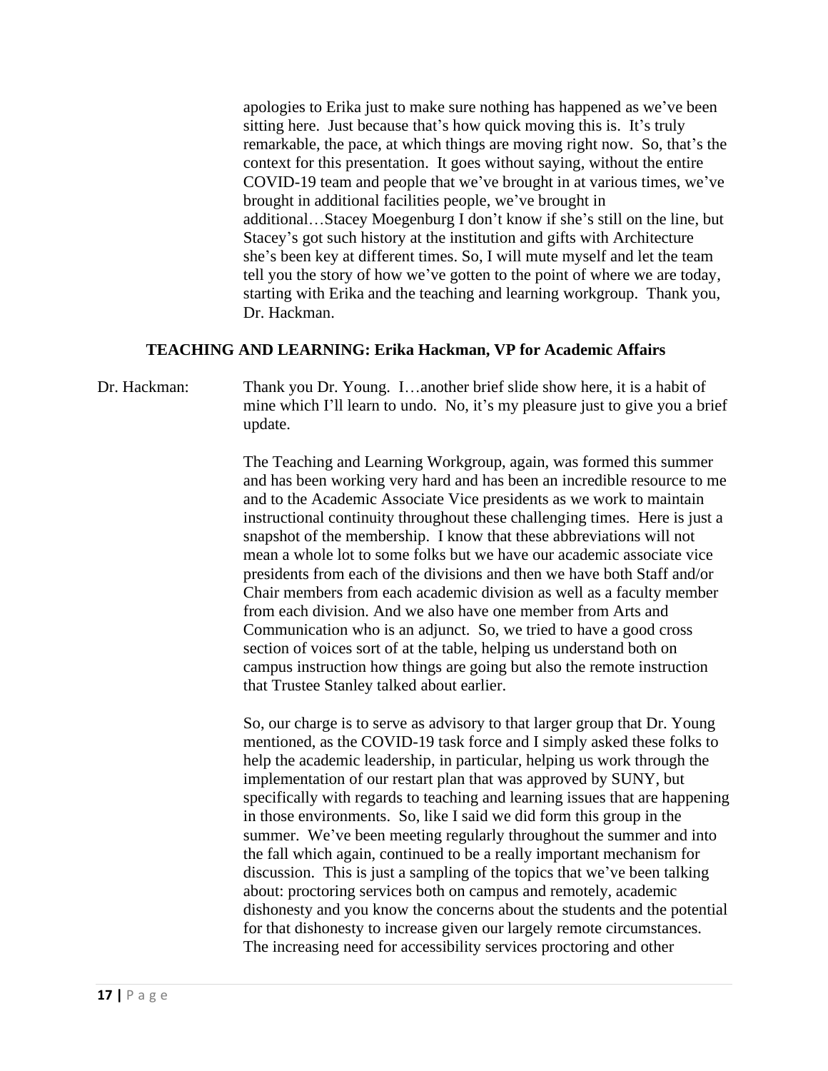apologies to Erika just to make sure nothing has happened as we've been sitting here. Just because that's how quick moving this is. It's truly remarkable, the pace, at which things are moving right now. So, that's the context for this presentation. It goes without saying, without the entire COVID-19 team and people that we've brought in at various times, we've brought in additional facilities people, we've brought in additional…Stacey Moegenburg I don't know if she's still on the line, but Stacey's got such history at the institution and gifts with Architecture she's been key at different times. So, I will mute myself and let the team tell you the story of how we've gotten to the point of where we are today, starting with Erika and the teaching and learning workgroup. Thank you, Dr. Hackman.

**TEACHING AND LEARNING: Erika Hackman, VP for Academic Affairs**

Dr. Hackman: Thank you Dr. Young. I…another brief slide show here, it is a habit of mine which I'll learn to undo. No, it's my pleasure just to give you a brief update.

The Teaching and Learning Workgroup, again, was formed this summer and has been working very hard and has been an incredible resource to me and to the Academic Associate Vice presidents as we work to maintain instructional continuity throughout these challenging times. Here is just a snapshot of the membership. I know that these abbreviations will not mean a whole lot to some folks but we have our academic associate vice presidents from each of the divisions and then we have both Staff and/or Chair members from each academic division as well as a faculty member from each division. And we also have one member from Arts and Communication who is an adjunct. So, we tried to have a good cross section of voices sort of at the table, helping us understand both on campus instruction how things are going but also the remote instruction that Trustee Stanley talked about earlier.

So, our charge is to serve as advisory to that larger group that Dr. Young mentioned, as the COVID-19 task force and I simply asked these folks to help the academic leadership, in particular, helping us work through the implementation of our restart plan that was approved by SUNY, but specifically with regards to teaching and learning issues that are happening in those environments. So, like I said we did form this group in the summer. We've been meeting regularly throughout the summer and into the fall which again, continued to be a really important mechanism for discussion. This is just a sampling of the topics that we've been talking about: proctoring services both on campus and remotely, academic dishonesty and you know the concerns about the students and the potential for that dishonesty to increase given our largely remote circumstances. The increasing need for accessibility services proctoring and other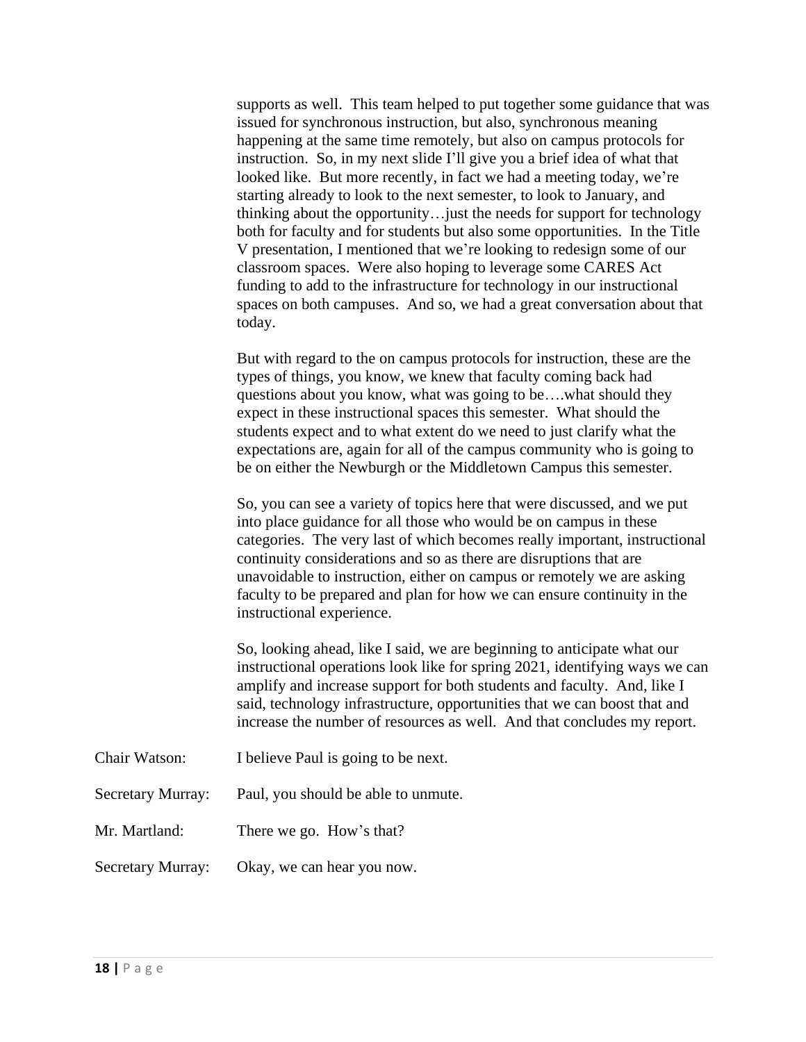supports as well. This team helped to put together some guidance that was issued for synchronous instruction, but also, synchronous meaning happening at the same time remotely, but also on campus protocols for instruction. So, in my next slide I'll give you a brief idea of what that looked like. But more recently, in fact we had a meeting today, we're starting already to look to the next semester, to look to January, and thinking about the opportunity…just the needs for support for technology both for faculty and for students but also some opportunities. In the Title V presentation, I mentioned that we're looking to redesign some of our classroom spaces. Were also hoping to leverage some CARES Act funding to add to the infrastructure for technology in our instructional spaces on both campuses. And so, we had a great conversation about that today.

But with regard to the on campus protocols for instruction, these are the types of things, you know, we knew that faculty coming back had questions about you know, what was going to be….what should they expect in these instructional spaces this semester. What should the students expect and to what extent do we need to just clarify what the expectations are, again for all of the campus community who is going to be on either the Newburgh or the Middletown Campus this semester.

So, you can see a variety of topics here that were discussed, and we put into place guidance for all those who would be on campus in these categories. The very last of which becomes really important, instructional continuity considerations and so as there are disruptions that are unavoidable to instruction, either on campus or remotely we are asking faculty to be prepared and plan for how we can ensure continuity in the instructional experience.

So, looking ahead, like I said, we are beginning to anticipate what our instructional operations look like for spring 2021, identifying ways we can amplify and increase support for both students and faculty. And, like I said, technology infrastructure, opportunities that we can boost that and increase the number of resources as well. And that concludes my report.

Chair Watson: I believe Paul is going to be next.

Secretary Murray: Paul, you should be able to unmute.

Mr. Martland: There we go. How's that?

Secretary Murray: Okay, we can hear you now.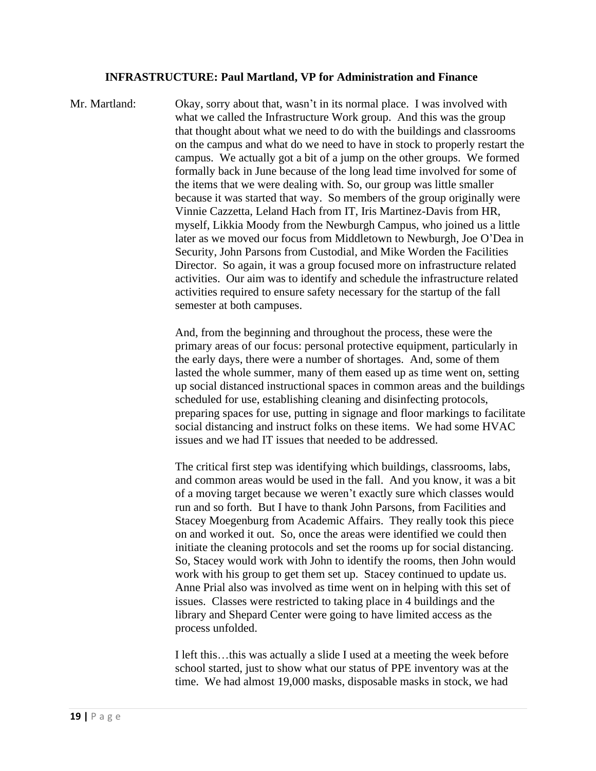**INFRASTRUCTURE: Paul Martland, VP for Administration and Finance**

Mr. Martland: Okay, sorry about that, wasn't in its normal place. I was involved with what we called the Infrastructure Work group. And this was the group that thought about what we need to do with the buildings and classrooms on the campus and what do we need to have in stock to properly restart the campus. We actually got a bit of a jump on the other groups. We formed formally back in June because of the long lead time involved for some of the items that we were dealing with. So, our group was little smaller because it was started that way. So members of the group originally were Vinnie Cazzetta, Leland Hach from IT, Iris Martinez-Davis from HR, myself, Likkia Moody from the Newburgh Campus, who joined us a little later as we moved our focus from Middletown to Newburgh, Joe O'Dea in Security, John Parsons from Custodial, and Mike Worden the Facilities Director. So again, it was a group focused more on infrastructure related activities. Our aim was to identify and schedule the infrastructure related activities required to ensure safety necessary for the startup of the fall semester at both campuses.

And, from the beginning and throughout the process, these were the primary areas of our focus: personal protective equipment, particularly in the early days, there were a number of shortages. And, some of them lasted the whole summer, many of them eased up as time went on, setting up social distanced instructional spaces in common areas and the buildings scheduled for use, establishing cleaning and disinfecting protocols, preparing spaces for use, putting in signage and floor markings to facilitate social distancing and instruct folks on these items. We had some HVAC issues and we had IT issues that needed to be addressed.

The critical first step was identifying which buildings, classrooms, labs, and common areas would be used in the fall. And you know, it was a bit of a moving target because we weren't exactly sure which classes would run and so forth. But I have to thank John Parsons, from Facilities and Stacey Moegenburg from Academic Affairs. They really took this piece on and worked it out. So, once the areas were identified we could then initiate the cleaning protocols and set the rooms up for social distancing. So, Stacey would work with John to identify the rooms, then John would work with his group to get them set up. Stacey continued to update us. Anne Prial also was involved as time went on in helping with this set of issues. Classes were restricted to taking place in 4 buildings and the library and Shepard Center were going to have limited access as the process unfolded.

I left this…this was actually a slide I used at a meeting the week before school started, just to show what our status of PPE inventory was at the time. We had almost 19,000 masks, disposable masks in stock, we had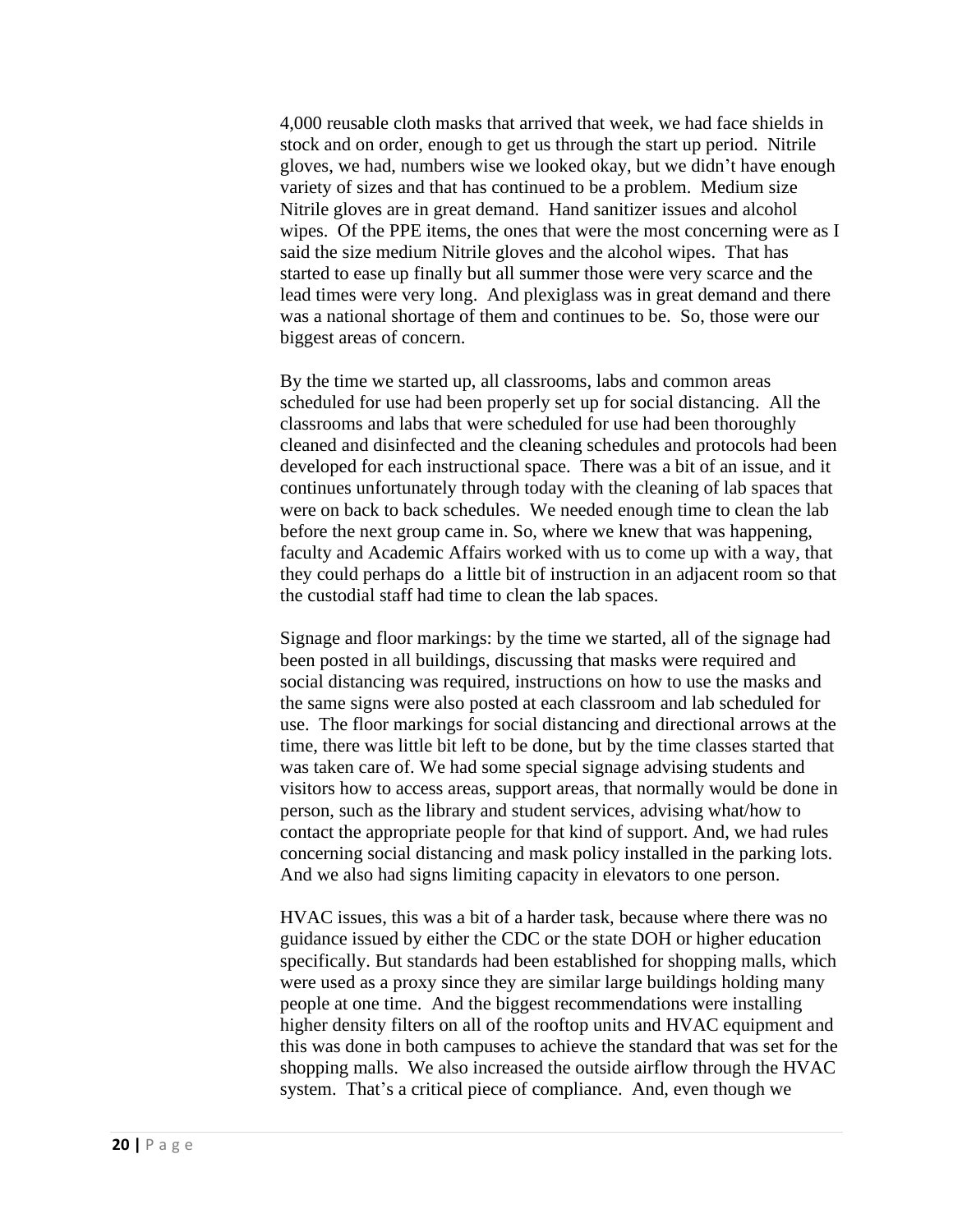4,000 reusable cloth masks that arrived that week, we had face shields in stock and on order, enough to get us through the start up period. Nitrile gloves, we had, numbers wise we looked okay, but we didn't have enough variety of sizes and that has continued to be a problem. Medium size Nitrile gloves are in great demand. Hand sanitizer issues and alcohol wipes. Of the PPE items, the ones that were the most concerning were as I said the size medium Nitrile gloves and the alcohol wipes. That has started to ease up finally but all summer those were very scarce and the lead times were very long. And plexiglass was in great demand and there was a national shortage of them and continues to be. So, those were our biggest areas of concern.

By the time we started up, all classrooms, labs and common areas scheduled for use had been properly set up for social distancing. All the classrooms and labs that were scheduled for use had been thoroughly cleaned and disinfected and the cleaning schedules and protocols had been developed for each instructional space. There was a bit of an issue, and it continues unfortunately through today with the cleaning of lab spaces that were on back to back schedules. We needed enough time to clean the lab before the next group came in. So, where we knew that was happening, faculty and Academic Affairs worked with us to come up with a way, that they could perhaps do a little bit of instruction in an adjacent room so that the custodial staff had time to clean the lab spaces.

Signage and floor markings: by the time we started, all of the signage had been posted in all buildings, discussing that masks were required and social distancing was required, instructions on how to use the masks and the same signs were also posted at each classroom and lab scheduled for use. The floor markings for social distancing and directional arrows at the time, there was little bit left to be done, but by the time classes started that was taken care of. We had some special signage advising students and visitors how to access areas, support areas, that normally would be done in person, such as the library and student services, advising what/how to contact the appropriate people for that kind of support. And, we had rules concerning social distancing and mask policy installed in the parking lots. And we also had signs limiting capacity in elevators to one person.

HVAC issues, this was a bit of a harder task, because where there was no guidance issued by either the CDC or the state DOH or higher education specifically. But standards had been established for shopping malls, which were used as a proxy since they are similar large buildings holding many people at one time. And the biggest recommendations were installing higher density filters on all of the rooftop units and HVAC equipment and this was done in both campuses to achieve the standard that was set for the shopping malls. We also increased the outside airflow through the HVAC system. That's a critical piece of compliance. And, even though we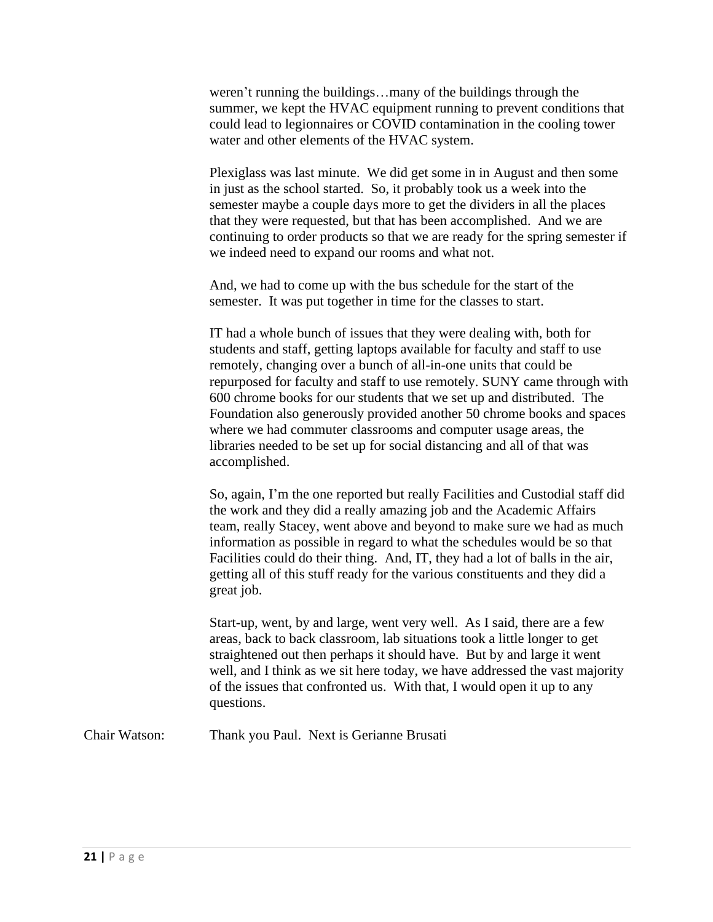weren't running the buildings…many of the buildings through the summer, we kept the HVAC equipment running to prevent conditions that could lead to legionnaires or COVID contamination in the cooling tower water and other elements of the HVAC system.

Plexiglass was last minute. We did get some in in August and then some in just as the school started. So, it probably took us a week into the semester maybe a couple days more to get the dividers in all the places that they were requested, but that has been accomplished. And we are continuing to order products so that we are ready for the spring semester if we indeed need to expand our rooms and what not.

And, we had to come up with the bus schedule for the start of the semester. It was put together in time for the classes to start.

IT had a whole bunch of issues that they were dealing with, both for students and staff, getting laptops available for faculty and staff to use remotely, changing over a bunch of all-in-one units that could be repurposed for faculty and staff to use remotely. SUNY came through with 600 chrome books for our students that we set up and distributed. The Foundation also generously provided another 50 chrome books and spaces where we had commuter classrooms and computer usage areas, the libraries needed to be set up for social distancing and all of that was accomplished.

So, again, I'm the one reported but really Facilities and Custodial staff did the work and they did a really amazing job and the Academic Affairs team, really Stacey, went above and beyond to make sure we had as much information as possible in regard to what the schedules would be so that Facilities could do their thing. And, IT, they had a lot of balls in the air, getting all of this stuff ready for the various constituents and they did a great job.

Start-up, went, by and large, went very well. As I said, there are a few areas, back to back classroom, lab situations took a little longer to get straightened out then perhaps it should have. But by and large it went well, and I think as we sit here today, we have addressed the vast majority of the issues that confronted us. With that, I would open it up to any questions.

Chair Watson: Thank you Paul. Next is Gerianne Brusati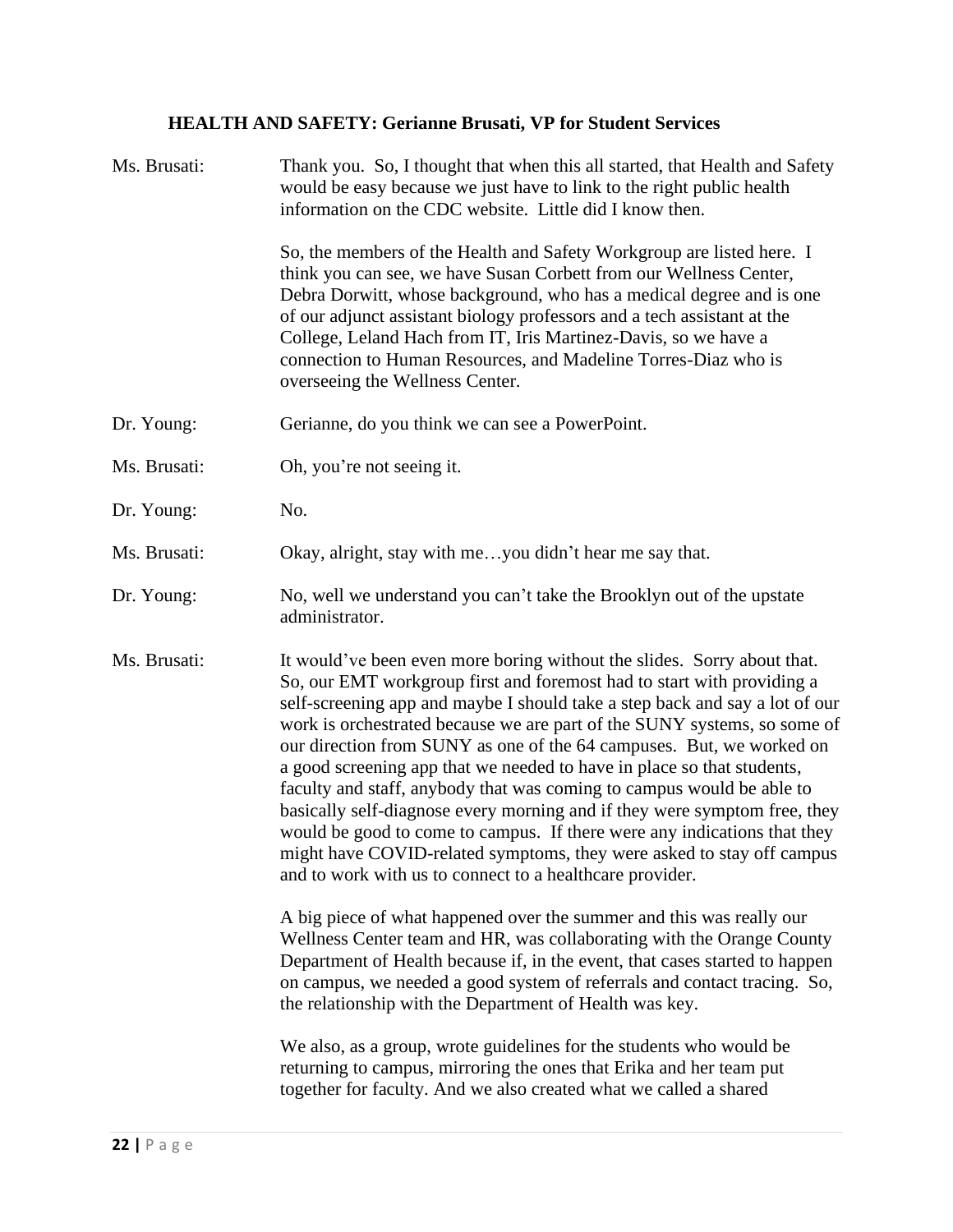### HEALTH AND SAFETY: Gerianne Brusati, VP for Student Services

**Ms. Brusati:** Thank you. So, I thought that when this all started, that Health and Safety would be easy because we just have to link to the right public health information on the CDC website. Little did I know then.

So, the members of the Health and Safety Workgroup are listed here. I think you can see, we have Susan Corbett from our Wellness Center, Debra Dorwitt, whose background, who has a medical degree and is one of our adjunct assistant biology professors and a tech assistant at the College, Leland Hach from IT, Iris Martinez-Davis, so we have a connection to Human Resources, and Madeline Torres-Diaz who is overseeing the Wellness Center.

**Dr. Young:** Gerianne, do you think we can see a PowerPoint.

**Ms. Brusati:** Oh, you're not seeing it.

**Dr. Young:** No.

**Ms. Brusati:** Okay, alright, stay with me…you didn't hear me say that.

**Dr. Young:** No, well we understand you can't take the Brooklyn out of the upstate administrator.

**Ms. Brusati:** It would've been even more boring without the slides. Sorry about that. So, our EMT workgroup first and foremost had to start with providing a self-screening app and maybe I should take a step back and say a lot of our work is orchestrated because we are part of the SUNY systems, so some of our direction from SUNY as one of the 64 campuses. But, we worked on a good screening app that we needed to have in place so that students, faculty and staff, anybody that was coming to campus would be able to basically self-diagnose every morning and if they were symptom free, they would be good to come to campus. If there were any indications that they might have COVID-related symptoms, they were asked to stay off campus and to work with us to connect to a healthcare provider.

A big piece of what happened over the summer and this was really our Wellness Center team and HR, was collaborating with the Orange County Department of Health because if, in the event, that cases started to happen on campus, we needed a good system of referrals and contact tracing. So, the relationship with the Department of Health was key.

We also, as a group, wrote guidelines for the students who would be returning to campus, mirroring the ones that Erika and her team put together for faculty. And we also created what we called a shared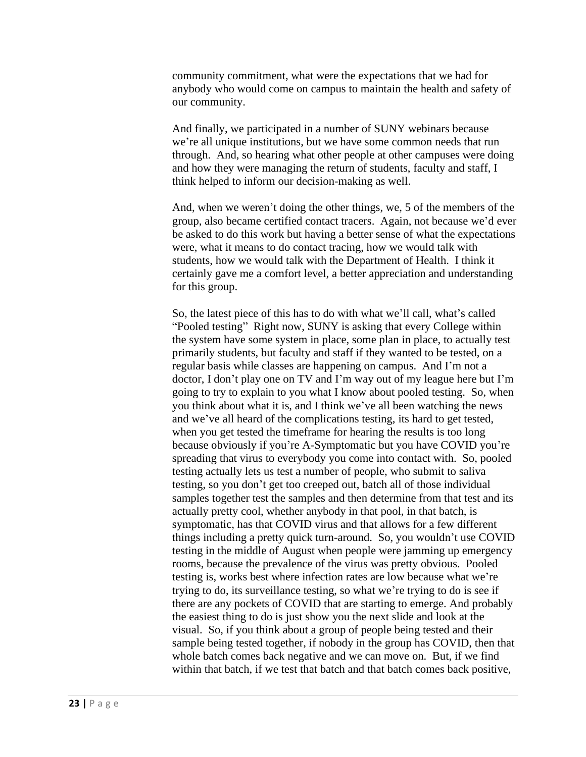community commitment, what were the expectations that we had for anybody who would come on campus to maintain the health and safety of our community.

And finally, we participated in a number of SUNY webinars because we're all unique institutions, but we have some common needs that run through. And, so hearing what other people at other campuses were doing and how they were managing the return of students, faculty and staff, I think helped to inform our decision-making as well.

And, when we weren't doing the other things, we, 5 of the members of the group, also became certified contact tracers. Again, not because we'd ever be asked to do this work but having a better sense of what the expectations were, what it means to do contact tracing, how we would talk with students, how we would talk with the Department of Health. I think it certainly gave me a comfort level, a better appreciation and understanding for this group.

So, the latest piece of this has to do with what we'll call, what's called "Pooled testing" Right now, SUNY is asking that every College within the system have some system in place, some plan in place, to actually test primarily students, but faculty and staff if they wanted to be tested, on a regular basis while classes are happening on campus. And I'm not a doctor, I don't play one on TV and I'm way out of my league here but I'm going to try to explain to you what I know about pooled testing. So, when you think about what it is, and I think we've all been watching the news and we've all heard of the complications testing, its hard to get tested, when you get tested the timeframe for hearing the results is too long because obviously if you're A-Symptomatic but you have COVID you're spreading that virus to everybody you come into contact with. So, pooled testing actually lets us test a number of people, who submit to saliva testing, so you don't get too creeped out, batch all of those individual samples together test the samples and then determine from that test and its actually pretty cool, whether anybody in that pool, in that batch, is symptomatic, has that COVID virus and that allows for a few different things including a pretty quick turn-around. So, you wouldn't use COVID testing in the middle of August when people were jamming up emergency rooms, because the prevalence of the virus was pretty obvious. Pooled testing is, works best where infection rates are low because what we're trying to do, its surveillance testing, so what we're trying to do is see if there are any pockets of COVID that are starting to emerge. And probably the easiest thing to do is just show you the next slide and look at the visual. So, if you think about a group of people being tested and their sample being tested together, if nobody in the group has COVID, then that whole batch comes back negative and we can move on. But, if we find within that batch, if we test that batch and that batch comes back positive,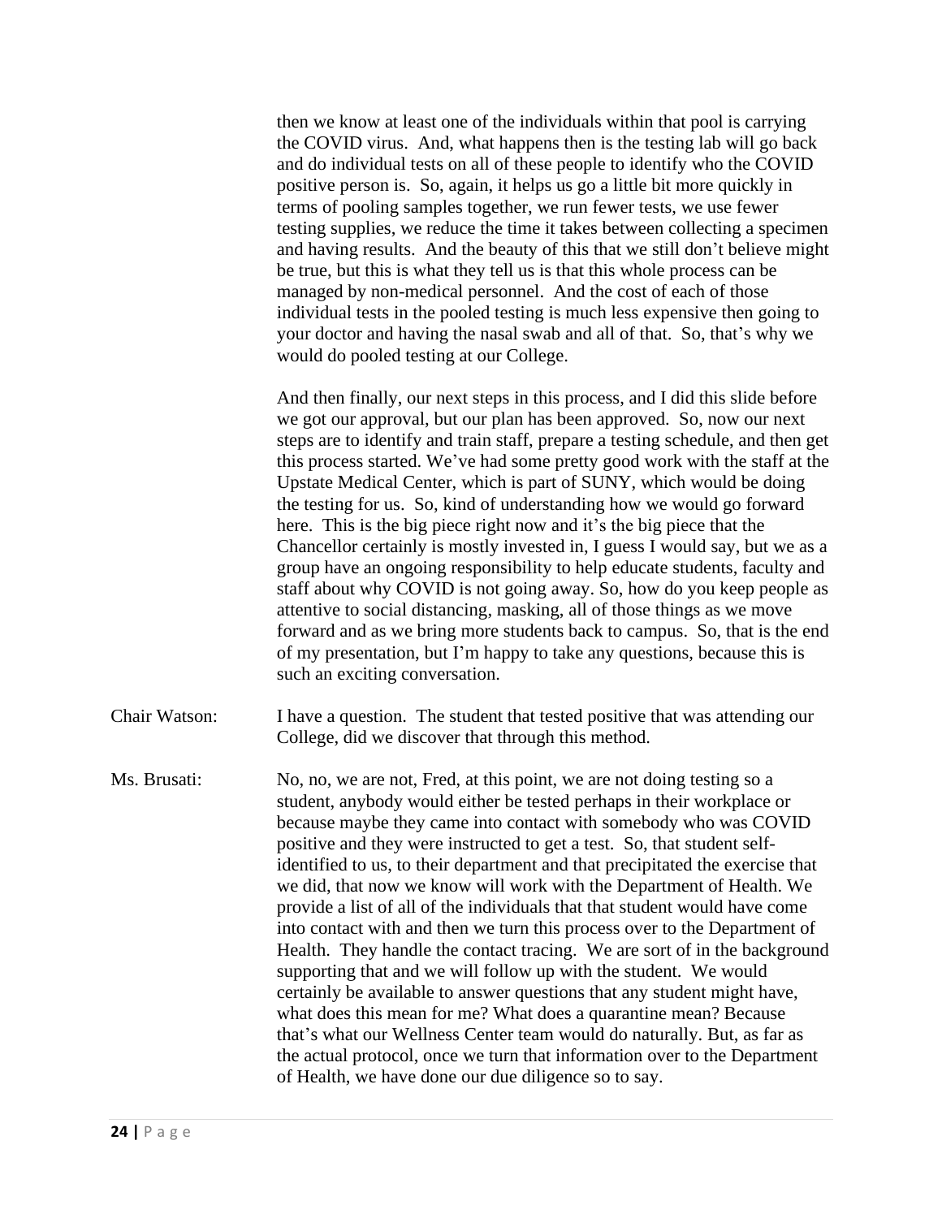then we know at least one of the individuals within that pool is carrying the COVID virus. And, what happens then is the testing lab will go back and do individual tests on all of these people to identify who the COVID positive person is. So, again, it helps us go a little bit more quickly in terms of pooling samples together, we run fewer tests, we use fewer testing supplies, we reduce the time it takes between collecting a specimen and having results. And the beauty of this that we still don't believe might be true, but this is what they tell us is that this whole process can be managed by non-medical personnel. And the cost of each of those individual tests in the pooled testing is much less expensive then going to your doctor and having the nasal swab and all of that. So, that's why we would do pooled testing at our College.

And then finally, our next steps in this process, and I did this slide before we got our approval, but our plan has been approved. So, now our next steps are to identify and train staff, prepare a testing schedule, and then get this process started. We've had some pretty good work with the staff at the Upstate Medical Center, which is part of SUNY, which would be doing the testing for us. So, kind of understanding how we would go forward here. This is the big piece right now and it's the big piece that the Chancellor certainly is mostly invested in, I guess I would say, but we as a group have an ongoing responsibility to help educate students, faculty and staff about why COVID is not going away. So, how do you keep people as attentive to social distancing, masking, all of those things as we move forward and as we bring more students back to campus. So, that is the end of my presentation, but I'm happy to take any questions, because this is such an exciting conversation.

Chair Watson: I have a question. The student that tested positive that was attending our College, did we discover that through this method.

Ms. Brusati: No, no, we are not, Fred, at this point, we are not doing testing so a student, anybody would either be tested perhaps in their workplace or because maybe they came into contact with somebody who was COVID positive and they were instructed to get a test. So, that student self-identified to us, to their department and that precipitated the exercise that we did, that now we know will work with the Department of Health. We provide a list of all of the individuals that that student would have come into contact with and then we turn this process over to the Department of Health. They handle the contact tracing. We are sort of in the background supporting that and we will follow up with the student. We would certainly be available to answer questions that any student might have, what does this mean for me? What does a quarantine mean? Because that's what our Wellness Center team would do naturally. But, as far as the actual protocol, once we turn that information over to the Department of Health, we have done our due diligence so to say.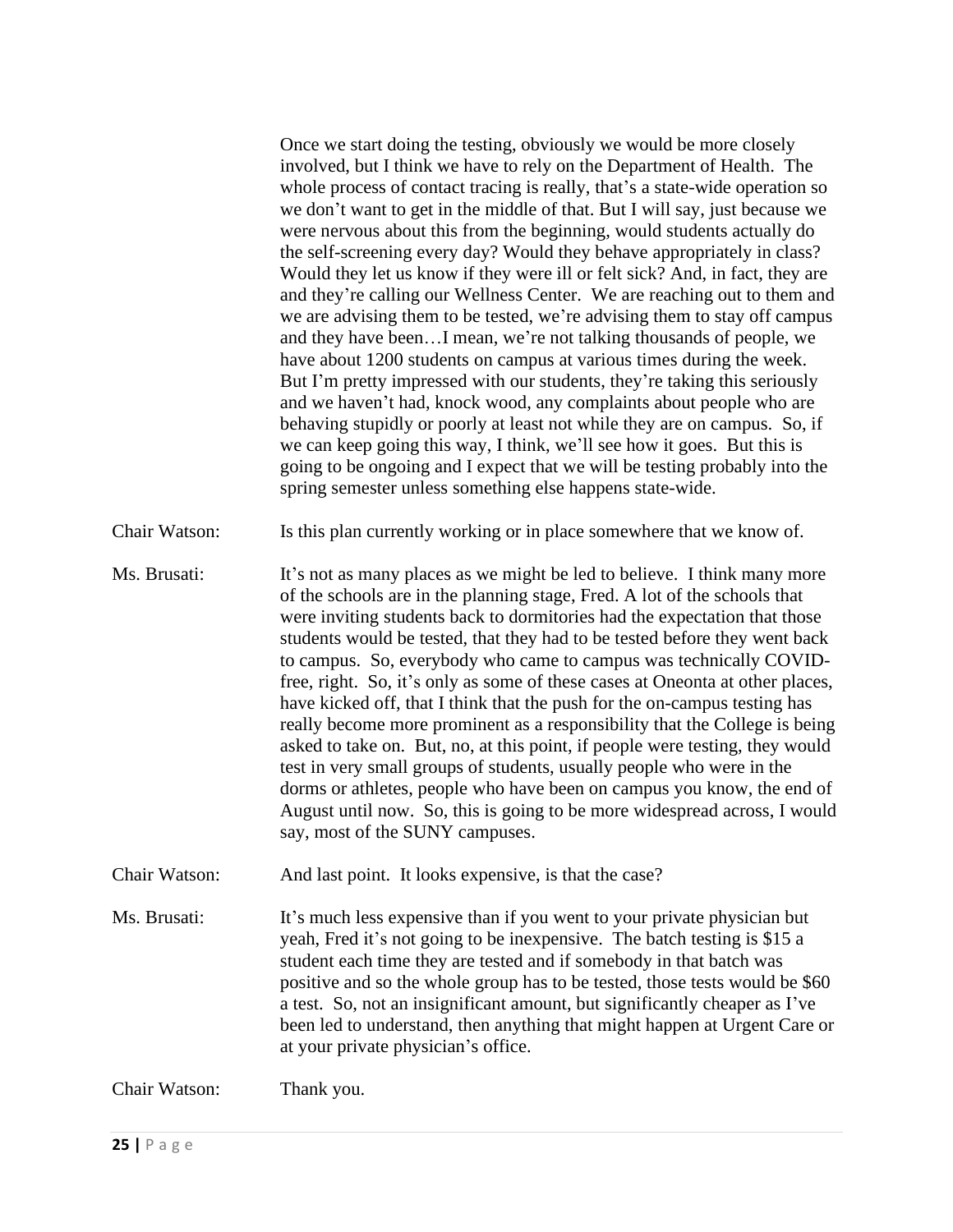Once we start doing the testing, obviously we would be more closely involved, but I think we have to rely on the Department of Health. The whole process of contact tracing is really, that's a state-wide operation so we don't want to get in the middle of that. But I will say, just because we were nervous about this from the beginning, would students actually do the self-screening every day? Would they behave appropriately in class? Would they let us know if they were ill or felt sick? And, in fact, they are and they're calling our Wellness Center. We are reaching out to them and we are advising them to be tested, we're advising them to stay off campus and they have been…I mean, we're not talking thousands of people, we have about 1200 students on campus at various times during the week. But I'm pretty impressed with our students, they're taking this seriously and we haven't had, knock wood, any complaints about people who are behaving stupidly or poorly at least not while they are on campus. So, if we can keep going this way, I think, we'll see how it goes. But this is going to be ongoing and I expect that we will be testing probably into the spring semester unless something else happens state-wide.

Chair Watson: Is this plan currently working or in place somewhere that we know of.

Ms. Brusati: It's not as many places as we might be led to believe. I think many more of the schools are in the planning stage, Fred. A lot of the schools that were inviting students back to dormitories had the expectation that those students would be tested, that they had to be tested before they went back to campus. So, everybody who came to campus was technically COVID-free, right. So, it's only as some of these cases at Oneonta at other places, have kicked off, that I think that the push for the on-campus testing has really become more prominent as a responsibility that the College is being asked to take on. But, no, at this point, if people were testing, they would test in very small groups of students, usually people who were in the dorms or athletes, people who have been on campus you know, the end of August until now. So, this is going to be more widespread across, I would say, most of the SUNY campuses.

Chair Watson: And last point. It looks expensive, is that the case?

Ms. Brusati: It's much less expensive than if you went to your private physician but yeah, Fred it's not going to be inexpensive. The batch testing is $15 a student each time they are tested and if somebody in that batch was positive and so the whole group has to be tested, those tests would be $60 a test. So, not an insignificant amount, but significantly cheaper as I've been led to understand, then anything that might happen at Urgent Care or at your private physician's office.

Chair Watson: Thank you.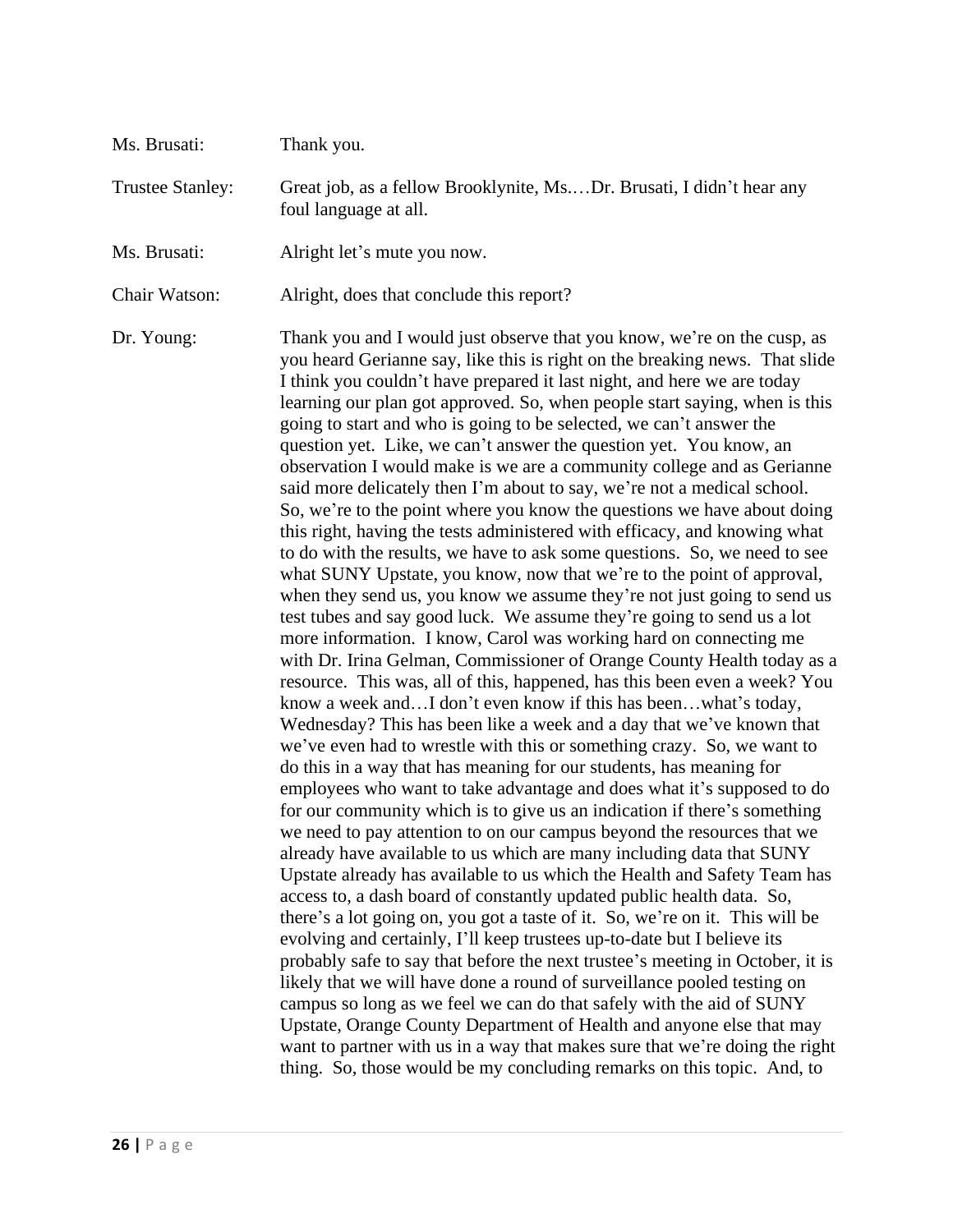Ms. Brusati: Thank you.

Trustee Stanley: Great job, as a fellow Brooklynite, Ms.…Dr. Brusati, I didn't hear any foul language at all.

Ms. Brusati: Alright let's mute you now.

Chair Watson: Alright, does that conclude this report?

Dr. Young: Thank you and I would just observe that you know, we're on the cusp, as you heard Gerianne say, like this is right on the breaking news. That slide I think you couldn't have prepared it last night, and here we are today learning our plan got approved. So, when people start saying, when is this going to start and who is going to be selected, we can't answer the question yet. Like, we can't answer the question yet. You know, an observation I would make is we are a community college and as Gerianne said more delicately then I'm about to say, we're not a medical school. So, we're to the point where you know the questions we have about doing this right, having the tests administered with efficacy, and knowing what to do with the results, we have to ask some questions. So, we need to see what SUNY Upstate, you know, now that we're to the point of approval, when they send us, you know we assume they're not just going to send us test tubes and say good luck. We assume they're going to send us a lot more information. I know, Carol was working hard on connecting me with Dr. Irina Gelman, Commissioner of Orange County Health today as a resource. This was, all of this, happened, has this been even a week? You know a week and…I don't even know if this has been…what's today, Wednesday? This has been like a week and a day that we've known that we've even had to wrestle with this or something crazy. So, we want to do this in a way that has meaning for our students, has meaning for employees who want to take advantage and does what it's supposed to do for our community which is to give us an indication if there's something we need to pay attention to on our campus beyond the resources that we already have available to us which are many including data that SUNY Upstate already has available to us which the Health and Safety Team has access to, a dash board of constantly updated public health data. So, there's a lot going on, you got a taste of it. So, we're on it. This will be evolving and certainly, I'll keep trustees up-to-date but I believe its probably safe to say that before the next trustee's meeting in October, it is likely that we will have done a round of surveillance pooled testing on campus so long as we feel we can do that safely with the aid of SUNY Upstate, Orange County Department of Health and anyone else that may want to partner with us in a way that makes sure that we're doing the right thing. So, those would be my concluding remarks on this topic. And, to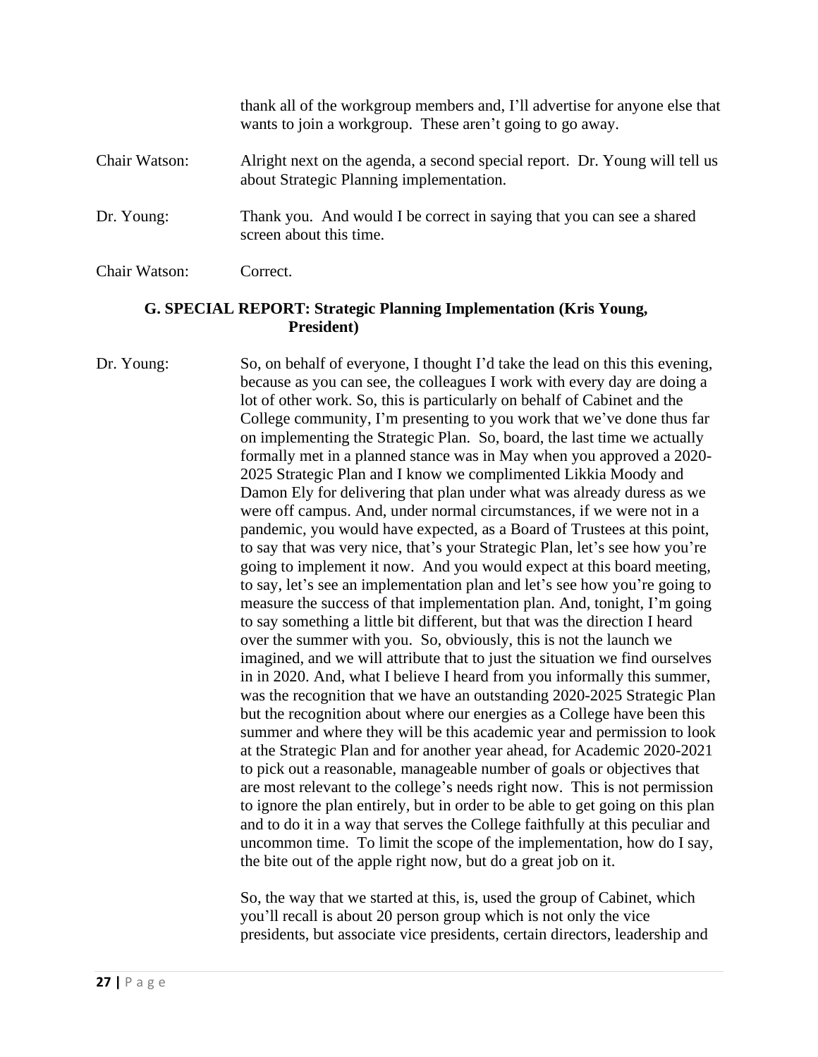thank all of the workgroup members and, I'll advertise for anyone else that wants to join a workgroup. These aren't going to go away.

Chair Watson: Alright next on the agenda, a second special report. Dr. Young will tell us about Strategic Planning implementation.

Dr. Young: Thank you. And would I be correct in saying that you can see a shared screen about this time.

Chair Watson: Correct.

## G. SPECIAL REPORT: Strategic Planning Implementation (Kris Young, President)

Dr. Young: So, on behalf of everyone, I thought I'd take the lead on this this evening, because as you can see, the colleagues I work with every day are doing a lot of other work. So, this is particularly on behalf of Cabinet and the College community, I'm presenting to you work that we've done thus far on implementing the Strategic Plan. So, board, the last time we actually formally met in a planned stance was in May when you approved a 2020-2025 Strategic Plan and I know we complimented Likkia Moody and Damon Ely for delivering that plan under what was already duress as we were off campus. And, under normal circumstances, if we were not in a pandemic, you would have expected, as a Board of Trustees at this point, to say that was very nice, that's your Strategic Plan, let's see how you're going to implement it now. And you would expect at this board meeting, to say, let's see an implementation plan and let's see how you're going to measure the success of that implementation plan. And, tonight, I'm going to say something a little bit different, but that was the direction I heard over the summer with you. So, obviously, this is not the launch we imagined, and we will attribute that to just the situation we find ourselves in in 2020. And, what I believe I heard from you informally this summer, was the recognition that we have an outstanding 2020-2025 Strategic Plan but the recognition about where our energies as a College have been this summer and where they will be this academic year and permission to look at the Strategic Plan and for another year ahead, for Academic 2020-2021 to pick out a reasonable, manageable number of goals or objectives that are most relevant to the college's needs right now. This is not permission to ignore the plan entirely, but in order to be able to get going on this plan and to do it in a way that serves the College faithfully at this peculiar and uncommon time. To limit the scope of the implementation, how do I say, the bite out of the apple right now, but do a great job on it.

So, the way that we started at this, is, used the group of Cabinet, which you'll recall is about 20 person group which is not only the vice presidents, but associate vice presidents, certain directors, leadership and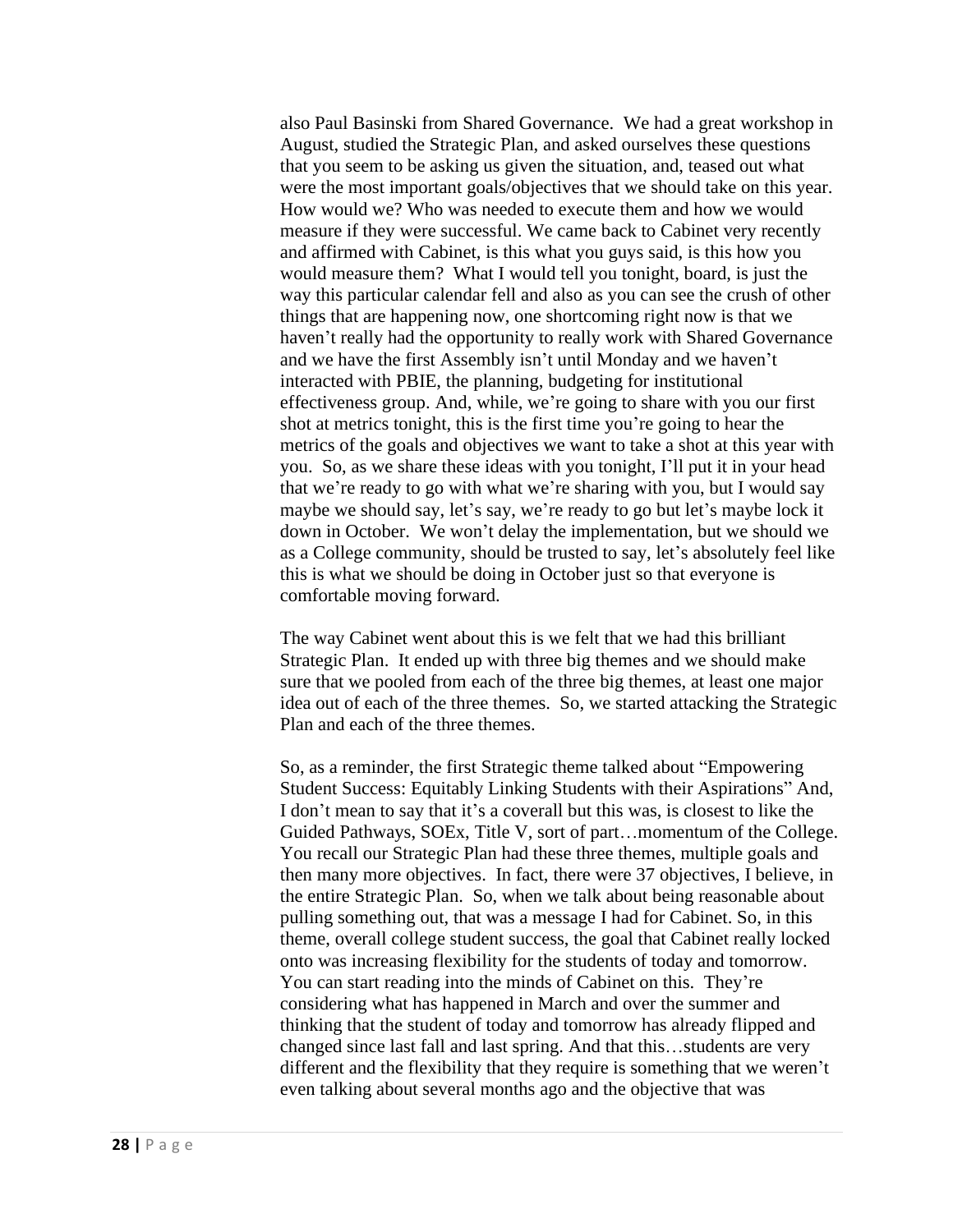also Paul Basinski from Shared Governance. We had a great workshop in August, studied the Strategic Plan, and asked ourselves these questions that you seem to be asking us given the situation, and, teased out what were the most important goals/objectives that we should take on this year. How would we? Who was needed to execute them and how we would measure if they were successful. We came back to Cabinet very recently and affirmed with Cabinet, is this what you guys said, is this how you would measure them? What I would tell you tonight, board, is just the way this particular calendar fell and also as you can see the crush of other things that are happening now, one shortcoming right now is that we haven't really had the opportunity to really work with Shared Governance and we have the first Assembly isn't until Monday and we haven't interacted with PBIE, the planning, budgeting for institutional effectiveness group. And, while, we're going to share with you our first shot at metrics tonight, this is the first time you're going to hear the metrics of the goals and objectives we want to take a shot at this year with you. So, as we share these ideas with you tonight, I'll put it in your head that we're ready to go with what we're sharing with you, but I would say maybe we should say, let's say, we're ready to go but let's maybe lock it down in October. We won't delay the implementation, but we should we as a College community, should be trusted to say, let's absolutely feel like this is what we should be doing in October just so that everyone is comfortable moving forward.

The way Cabinet went about this is we felt that we had this brilliant Strategic Plan. It ended up with three big themes and we should make sure that we pooled from each of the three big themes, at least one major idea out of each of the three themes. So, we started attacking the Strategic Plan and each of the three themes.

So, as a reminder, the first Strategic theme talked about "Empowering Student Success: Equitably Linking Students with their Aspirations" And, I don't mean to say that it's a coverall but this was, is closest to like the Guided Pathways, SOEx, Title V, sort of part…momentum of the College. You recall our Strategic Plan had these three themes, multiple goals and then many more objectives. In fact, there were 37 objectives, I believe, in the entire Strategic Plan. So, when we talk about being reasonable about pulling something out, that was a message I had for Cabinet. So, in this theme, overall college student success, the goal that Cabinet really locked onto was increasing flexibility for the students of today and tomorrow. You can start reading into the minds of Cabinet on this. They're considering what has happened in March and over the summer and thinking that the student of today and tomorrow has already flipped and changed since last fall and last spring. And that this…students are very different and the flexibility that they require is something that we weren't even talking about several months ago and the objective that was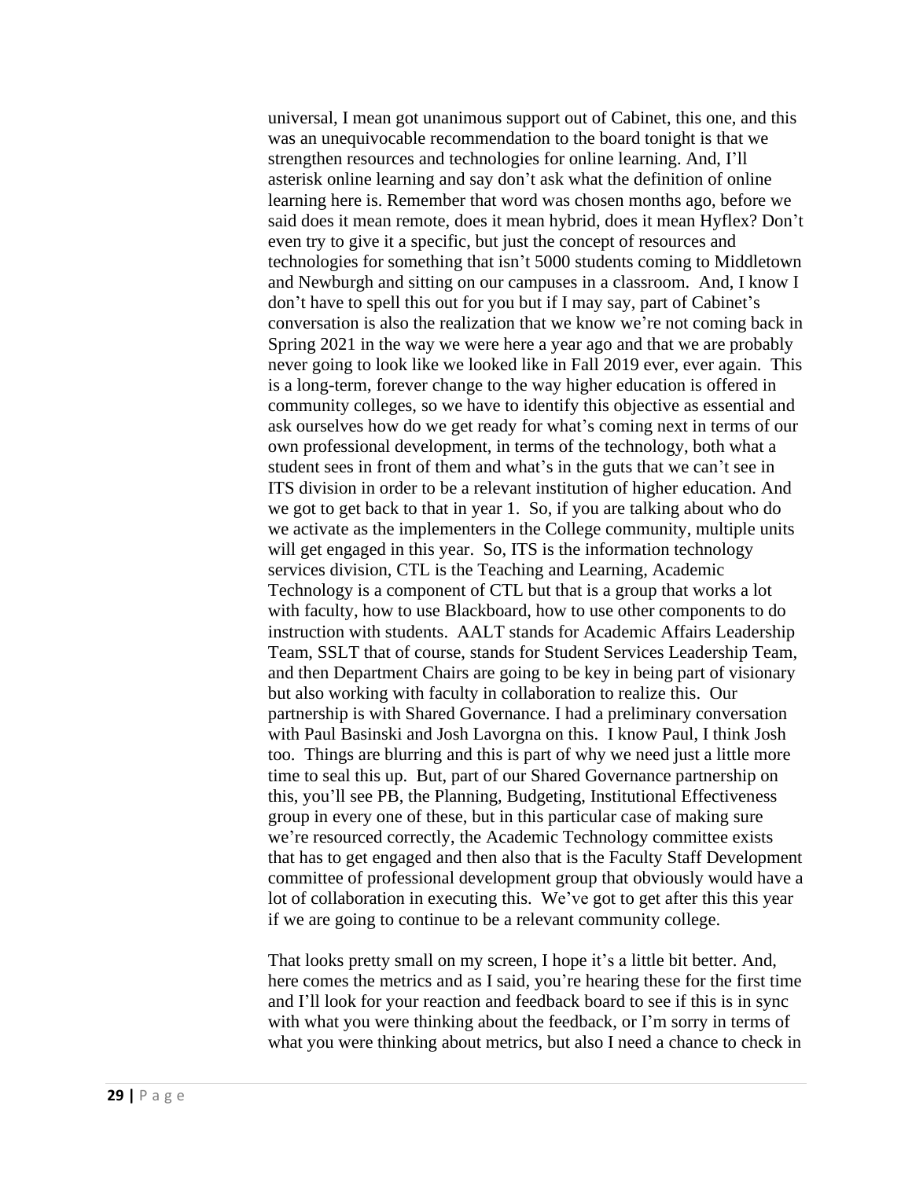universal, I mean got unanimous support out of Cabinet, this one, and this was an unequivocable recommendation to the board tonight is that we strengthen resources and technologies for online learning. And, I'll asterisk online learning and say don't ask what the definition of online learning here is. Remember that word was chosen months ago, before we said does it mean remote, does it mean hybrid, does it mean Hyflex? Don't even try to give it a specific, but just the concept of resources and technologies for something that isn't 5000 students coming to Middletown and Newburgh and sitting on our campuses in a classroom. And, I know I don't have to spell this out for you but if I may say, part of Cabinet's conversation is also the realization that we know we're not coming back in Spring 2021 in the way we were here a year ago and that we are probably never going to look like we looked like in Fall 2019 ever, ever again. This is a long-term, forever change to the way higher education is offered in community colleges, so we have to identify this objective as essential and ask ourselves how do we get ready for what's coming next in terms of our own professional development, in terms of the technology, both what a student sees in front of them and what's in the guts that we can't see in ITS division in order to be a relevant institution of higher education. And we got to get back to that in year 1. So, if you are talking about who do we activate as the implementers in the College community, multiple units will get engaged in this year. So, ITS is the information technology services division, CTL is the Teaching and Learning, Academic Technology is a component of CTL but that is a group that works a lot with faculty, how to use Blackboard, how to use other components to do instruction with students. AALT stands for Academic Affairs Leadership Team, SSLT that of course, stands for Student Services Leadership Team, and then Department Chairs are going to be key in being part of visionary but also working with faculty in collaboration to realize this. Our partnership is with Shared Governance. I had a preliminary conversation with Paul Basinski and Josh Lavorgna on this. I know Paul, I think Josh too. Things are blurring and this is part of why we need just a little more time to seal this up. But, part of our Shared Governance partnership on this, you'll see PB, the Planning, Budgeting, Institutional Effectiveness group in every one of these, but in this particular case of making sure we're resourced correctly, the Academic Technology committee exists that has to get engaged and then also that is the Faculty Staff Development committee of professional development group that obviously would have a lot of collaboration in executing this. We've got to get after this this year if we are going to continue to be a relevant community college.

That looks pretty small on my screen, I hope it's a little bit better. And, here comes the metrics and as I said, you're hearing these for the first time and I'll look for your reaction and feedback board to see if this is in sync with what you were thinking about the feedback, or I'm sorry in terms of what you were thinking about metrics, but also I need a chance to check in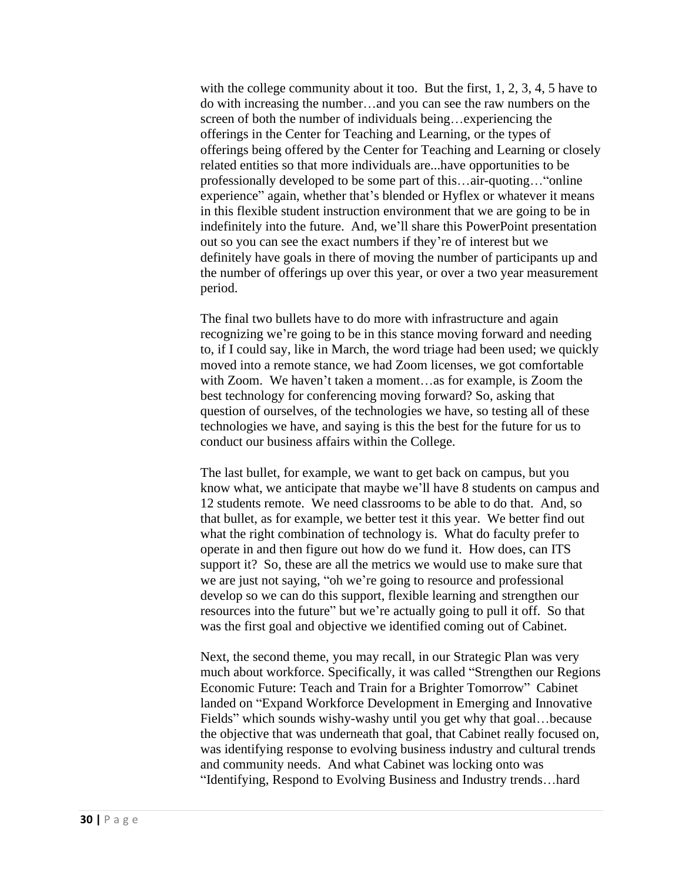with the college community about it too. But the first, 1, 2, 3, 4, 5 have to do with increasing the number…and you can see the raw numbers on the screen of both the number of individuals being…experiencing the offerings in the Center for Teaching and Learning, or the types of offerings being offered by the Center for Teaching and Learning or closely related entities so that more individuals are...have opportunities to be professionally developed to be some part of this…air-quoting…"online experience" again, whether that's blended or Hyflex or whatever it means in this flexible student instruction environment that we are going to be in indefinitely into the future. And, we'll share this PowerPoint presentation out so you can see the exact numbers if they're of interest but we definitely have goals in there of moving the number of participants up and the number of offerings up over this year, or over a two year measurement period.

The final two bullets have to do more with infrastructure and again recognizing we're going to be in this stance moving forward and needing to, if I could say, like in March, the word triage had been used; we quickly moved into a remote stance, we had Zoom licenses, we got comfortable with Zoom. We haven't taken a moment…as for example, is Zoom the best technology for conferencing moving forward? So, asking that question of ourselves, of the technologies we have, so testing all of these technologies we have, and saying is this the best for the future for us to conduct our business affairs within the College.

The last bullet, for example, we want to get back on campus, but you know what, we anticipate that maybe we'll have 8 students on campus and 12 students remote. We need classrooms to be able to do that. And, so that bullet, as for example, we better test it this year. We better find out what the right combination of technology is. What do faculty prefer to operate in and then figure out how do we fund it. How does, can ITS support it? So, these are all the metrics we would use to make sure that we are just not saying, "oh we're going to resource and professional develop so we can do this support, flexible learning and strengthen our resources into the future" but we're actually going to pull it off. So that was the first goal and objective we identified coming out of Cabinet.

Next, the second theme, you may recall, in our Strategic Plan was very much about workforce. Specifically, it was called "Strengthen our Regions Economic Future: Teach and Train for a Brighter Tomorrow" Cabinet landed on "Expand Workforce Development in Emerging and Innovative Fields" which sounds wishy-washy until you get why that goal…because the objective that was underneath that goal, that Cabinet really focused on, was identifying response to evolving business industry and cultural trends and community needs. And what Cabinet was locking onto was "Identifying, Respond to Evolving Business and Industry trends…hard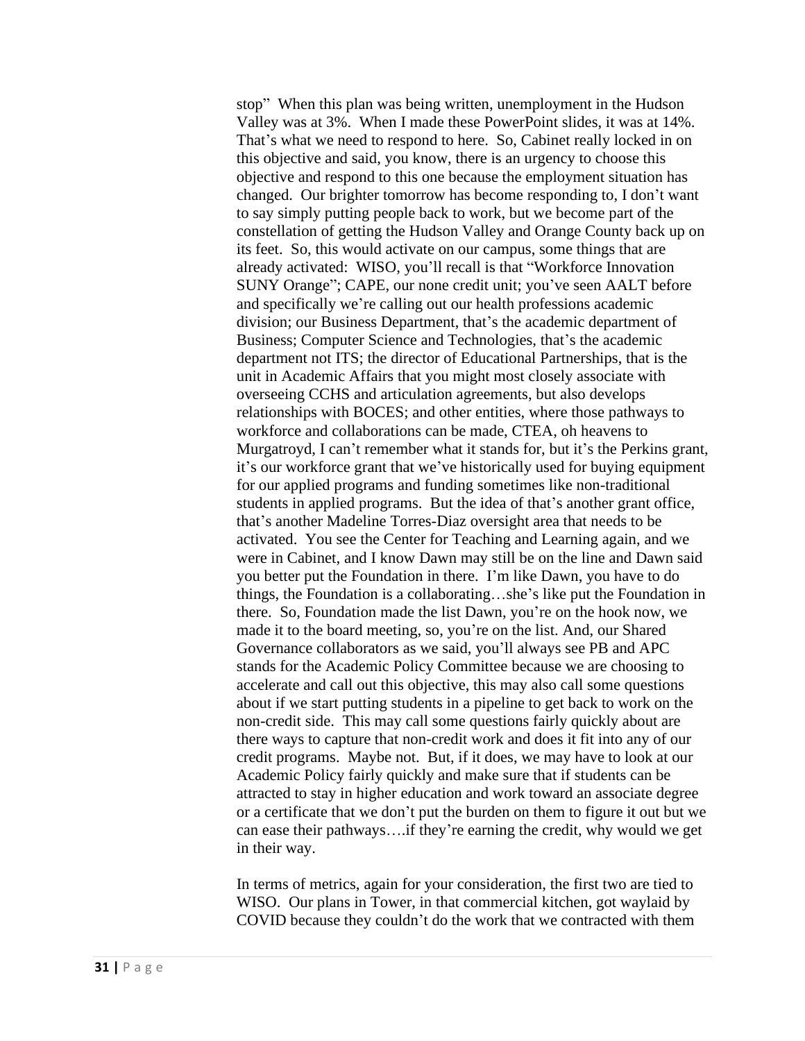stop" When this plan was being written, unemployment in the Hudson Valley was at 3%. When I made these PowerPoint slides, it was at 14%. That's what we need to respond to here. So, Cabinet really locked in on this objective and said, you know, there is an urgency to choose this objective and respond to this one because the employment situation has changed. Our brighter tomorrow has become responding to, I don't want to say simply putting people back to work, but we become part of the constellation of getting the Hudson Valley and Orange County back up on its feet. So, this would activate on our campus, some things that are already activated: WISO, you'll recall is that "Workforce Innovation SUNY Orange"; CAPE, our none credit unit; you've seen AALT before and specifically we're calling out our health professions academic division; our Business Department, that's the academic department of Business; Computer Science and Technologies, that's the academic department not ITS; the director of Educational Partnerships, that is the unit in Academic Affairs that you might most closely associate with overseeing CCHS and articulation agreements, but also develops relationships with BOCES; and other entities, where those pathways to workforce and collaborations can be made, CTEA, oh heavens to Murgatroyd, I can't remember what it stands for, but it's the Perkins grant, it's our workforce grant that we've historically used for buying equipment for our applied programs and funding sometimes like non-traditional students in applied programs. But the idea of that's another grant office, that's another Madeline Torres-Diaz oversight area that needs to be activated. You see the Center for Teaching and Learning again, and we were in Cabinet, and I know Dawn may still be on the line and Dawn said you better put the Foundation in there. I'm like Dawn, you have to do things, the Foundation is a collaborating…she's like put the Foundation in there. So, Foundation made the list Dawn, you're on the hook now, we made it to the board meeting, so, you're on the list. And, our Shared Governance collaborators as we said, you'll always see PB and APC stands for the Academic Policy Committee because we are choosing to accelerate and call out this objective, this may also call some questions about if we start putting students in a pipeline to get back to work on the non-credit side. This may call some questions fairly quickly about are there ways to capture that non-credit work and does it fit into any of our credit programs. Maybe not. But, if it does, we may have to look at our Academic Policy fairly quickly and make sure that if students can be attracted to stay in higher education and work toward an associate degree or a certificate that we don't put the burden on them to figure it out but we can ease their pathways….if they're earning the credit, why would we get in their way.

In terms of metrics, again for your consideration, the first two are tied to WISO. Our plans in Tower, in that commercial kitchen, got waylaid by COVID because they couldn't do the work that we contracted with them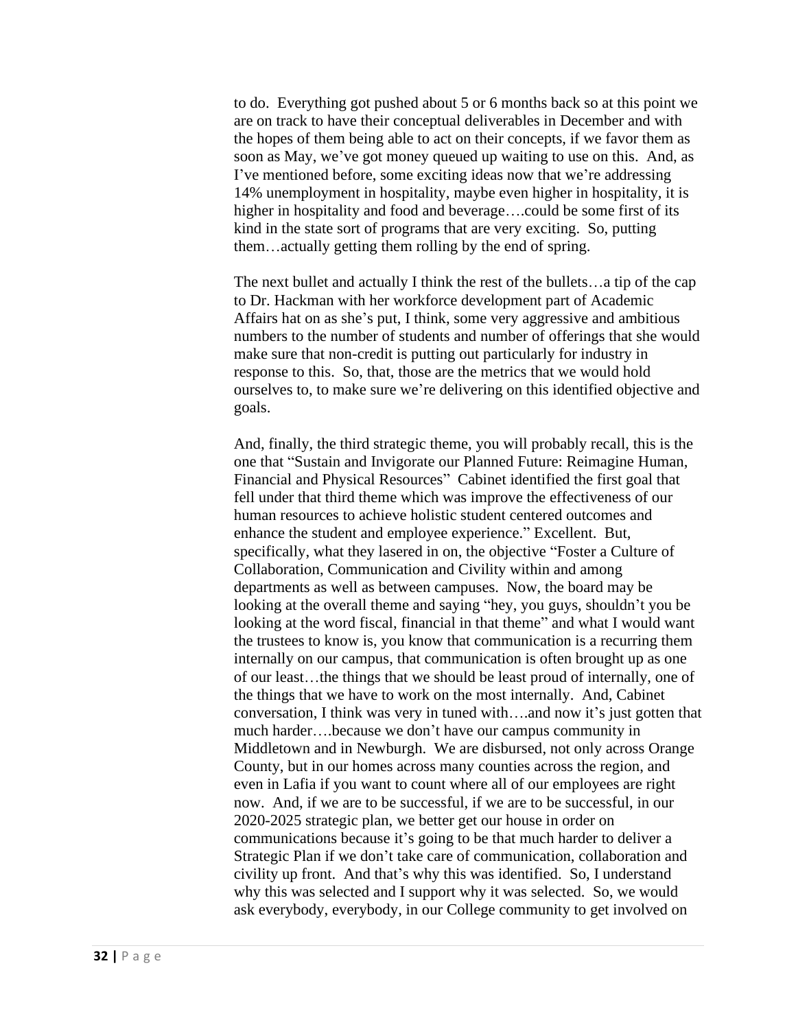to do. Everything got pushed about 5 or 6 months back so at this point we are on track to have their conceptual deliverables in December and with the hopes of them being able to act on their concepts, if we favor them as soon as May, we've got money queued up waiting to use on this. And, as I've mentioned before, some exciting ideas now that we're addressing 14% unemployment in hospitality, maybe even higher in hospitality, it is higher in hospitality and food and beverage….could be some first of its kind in the state sort of programs that are very exciting. So, putting them…actually getting them rolling by the end of spring.

The next bullet and actually I think the rest of the bullets…a tip of the cap to Dr. Hackman with her workforce development part of Academic Affairs hat on as she's put, I think, some very aggressive and ambitious numbers to the number of students and number of offerings that she would make sure that non-credit is putting out particularly for industry in response to this. So, that, those are the metrics that we would hold ourselves to, to make sure we're delivering on this identified objective and goals.

And, finally, the third strategic theme, you will probably recall, this is the one that "Sustain and Invigorate our Planned Future: Reimagine Human, Financial and Physical Resources" Cabinet identified the first goal that fell under that third theme which was improve the effectiveness of our human resources to achieve holistic student centered outcomes and enhance the student and employee experience." Excellent. But, specifically, what they lasered in on, the objective "Foster a Culture of Collaboration, Communication and Civility within and among departments as well as between campuses. Now, the board may be looking at the overall theme and saying "hey, you guys, shouldn't you be looking at the word fiscal, financial in that theme" and what I would want the trustees to know is, you know that communication is a recurring them internally on our campus, that communication is often brought up as one of our least…the things that we should be least proud of internally, one of the things that we have to work on the most internally. And, Cabinet conversation, I think was very in tuned with….and now it's just gotten that much harder….because we don't have our campus community in Middletown and in Newburgh. We are disbursed, not only across Orange County, but in our homes across many counties across the region, and even in Lafia if you want to count where all of our employees are right now. And, if we are to be successful, if we are to be successful, in our 2020-2025 strategic plan, we better get our house in order on communications because it's going to be that much harder to deliver a Strategic Plan if we don't take care of communication, collaboration and civility up front. And that's why this was identified. So, I understand why this was selected and I support why it was selected. So, we would ask everybody, everybody, in our College community to get involved on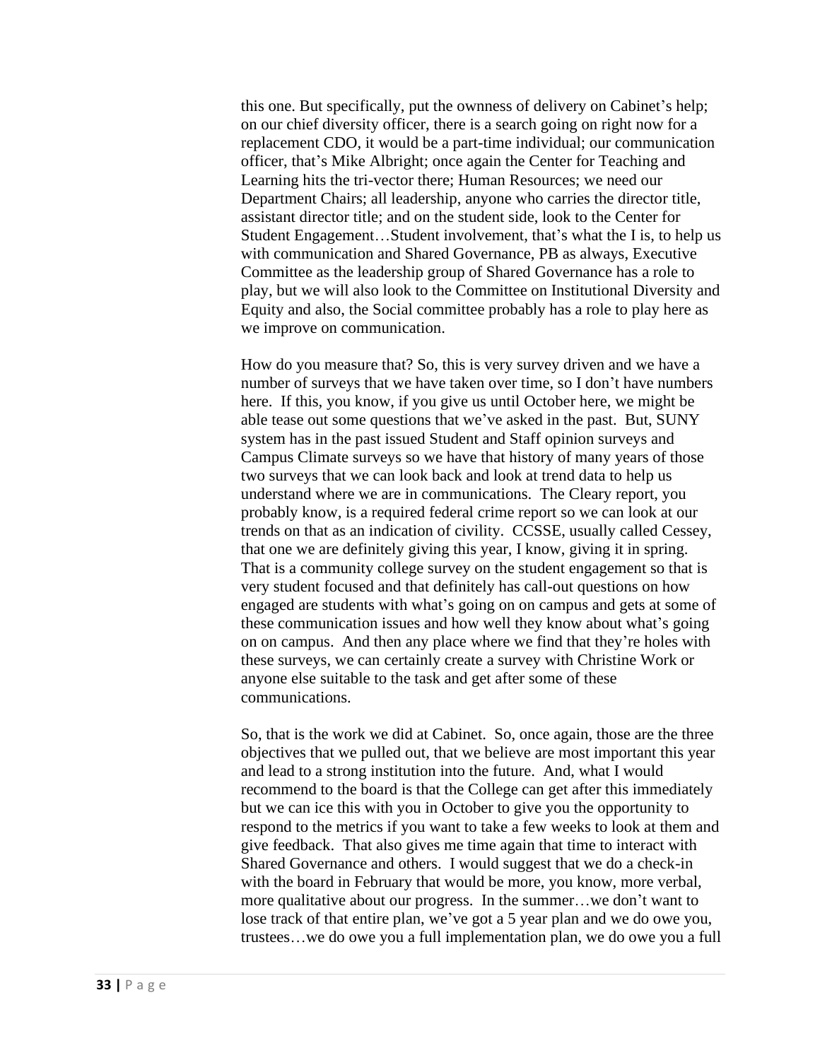this one. But specifically, put the ownness of delivery on Cabinet's help; on our chief diversity officer, there is a search going on right now for a replacement CDO, it would be a part-time individual; our communication officer, that's Mike Albright; once again the Center for Teaching and Learning hits the tri-vector there; Human Resources; we need our Department Chairs; all leadership, anyone who carries the director title, assistant director title; and on the student side, look to the Center for Student Engagement…Student involvement, that's what the I is, to help us with communication and Shared Governance, PB as always, Executive Committee as the leadership group of Shared Governance has a role to play, but we will also look to the Committee on Institutional Diversity and Equity and also, the Social committee probably has a role to play here as we improve on communication.

How do you measure that? So, this is very survey driven and we have a number of surveys that we have taken over time, so I don't have numbers here. If this, you know, if you give us until October here, we might be able tease out some questions that we've asked in the past. But, SUNY system has in the past issued Student and Staff opinion surveys and Campus Climate surveys so we have that history of many years of those two surveys that we can look back and look at trend data to help us understand where we are in communications. The Cleary report, you probably know, is a required federal crime report so we can look at our trends on that as an indication of civility. CCSSE, usually called Cessey, that one we are definitely giving this year, I know, giving it in spring. That is a community college survey on the student engagement so that is very student focused and that definitely has call-out questions on how engaged are students with what's going on on campus and gets at some of these communication issues and how well they know about what's going on on campus. And then any place where we find that they're holes with these surveys, we can certainly create a survey with Christine Work or anyone else suitable to the task and get after some of these communications.

So, that is the work we did at Cabinet. So, once again, those are the three objectives that we pulled out, that we believe are most important this year and lead to a strong institution into the future. And, what I would recommend to the board is that the College can get after this immediately but we can ice this with you in October to give you the opportunity to respond to the metrics if you want to take a few weeks to look at them and give feedback. That also gives me time again that time to interact with Shared Governance and others. I would suggest that we do a check-in with the board in February that would be more, you know, more verbal, more qualitative about our progress. In the summer…we don't want to lose track of that entire plan, we've got a 5 year plan and we do owe you, trustees…we do owe you a full implementation plan, we do owe you a full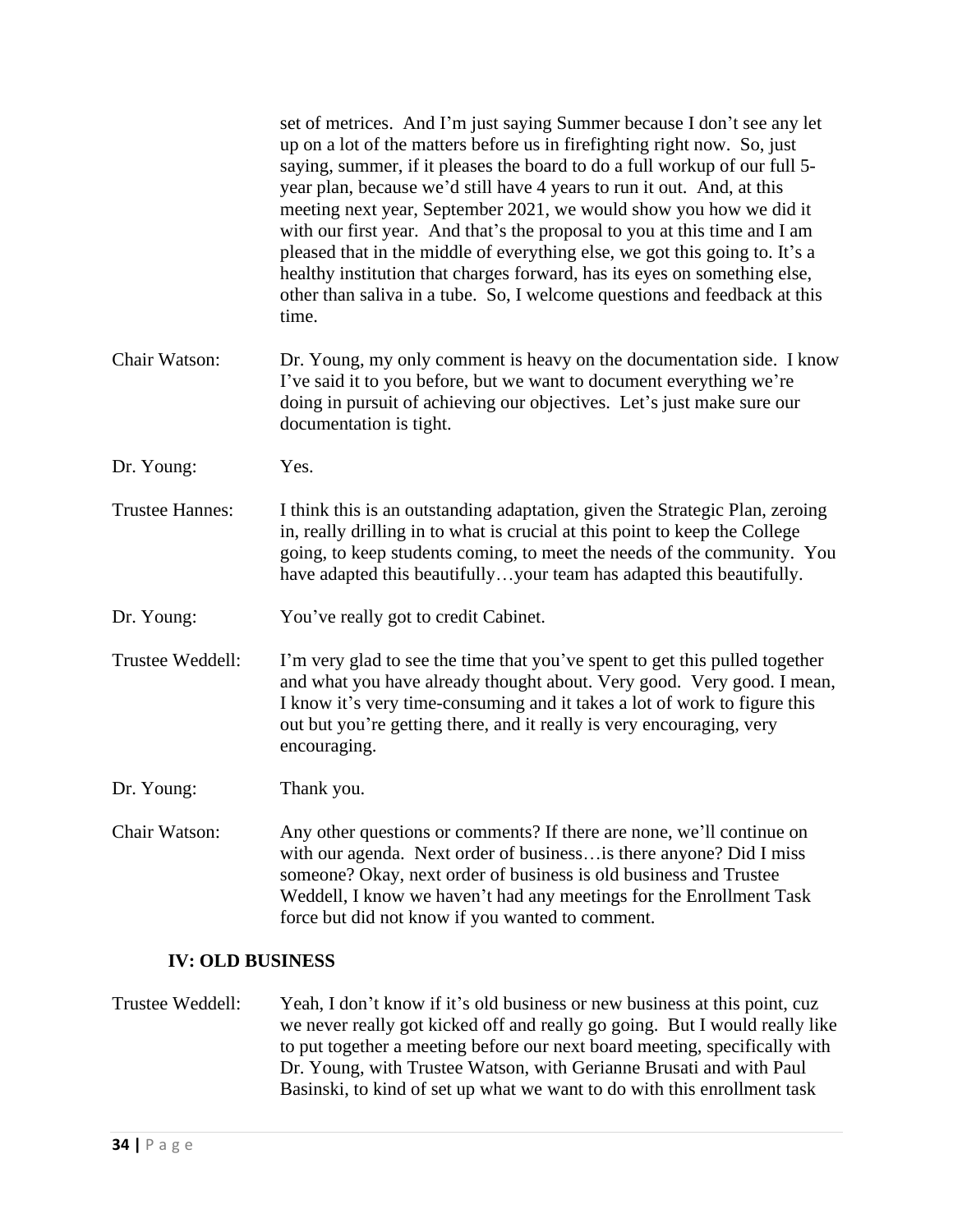set of metrices. And I'm just saying Summer because I don't see any let up on a lot of the matters before us in firefighting right now. So, just saying, summer, if it pleases the board to do a full workup of our full 5-year plan, because we'd still have 4 years to run it out. And, at this meeting next year, September 2021, we would show you how we did it with our first year. And that's the proposal to you at this time and I am pleased that in the middle of everything else, we got this going to. It's a healthy institution that charges forward, has its eyes on something else, other than saliva in a tube. So, I welcome questions and feedback at this time.

Chair Watson: Dr. Young, my only comment is heavy on the documentation side. I know I've said it to you before, but we want to document everything we're doing in pursuit of achieving our objectives. Let's just make sure our documentation is tight.

Dr. Young: Yes.

Trustee Hannes: I think this is an outstanding adaptation, given the Strategic Plan, zeroing in, really drilling in to what is crucial at this point to keep the College going, to keep students coming, to meet the needs of the community. You have adapted this beautifully…your team has adapted this beautifully.

Dr. Young: You've really got to credit Cabinet.

Trustee Weddell: I'm very glad to see the time that you've spent to get this pulled together and what you have already thought about. Very good. Very good. I mean, I know it's very time-consuming and it takes a lot of work to figure this out but you're getting there, and it really is very encouraging, very encouraging.

Dr. Young: Thank you.

Chair Watson: Any other questions or comments? If there are none, we'll continue on with our agenda. Next order of business…is there anyone? Did I miss someone? Okay, next order of business is old business and Trustee Weddell, I know we haven't had any meetings for the Enrollment Task force but did not know if you wanted to comment.

## IV: OLD BUSINESS

Trustee Weddell: Yeah, I don't know if it's old business or new business at this point, cuz we never really got kicked off and really go going. But I would really like to put together a meeting before our next board meeting, specifically with Dr. Young, with Trustee Watson, with Gerianne Brusati and with Paul Basinski, to kind of set up what we want to do with this enrollment task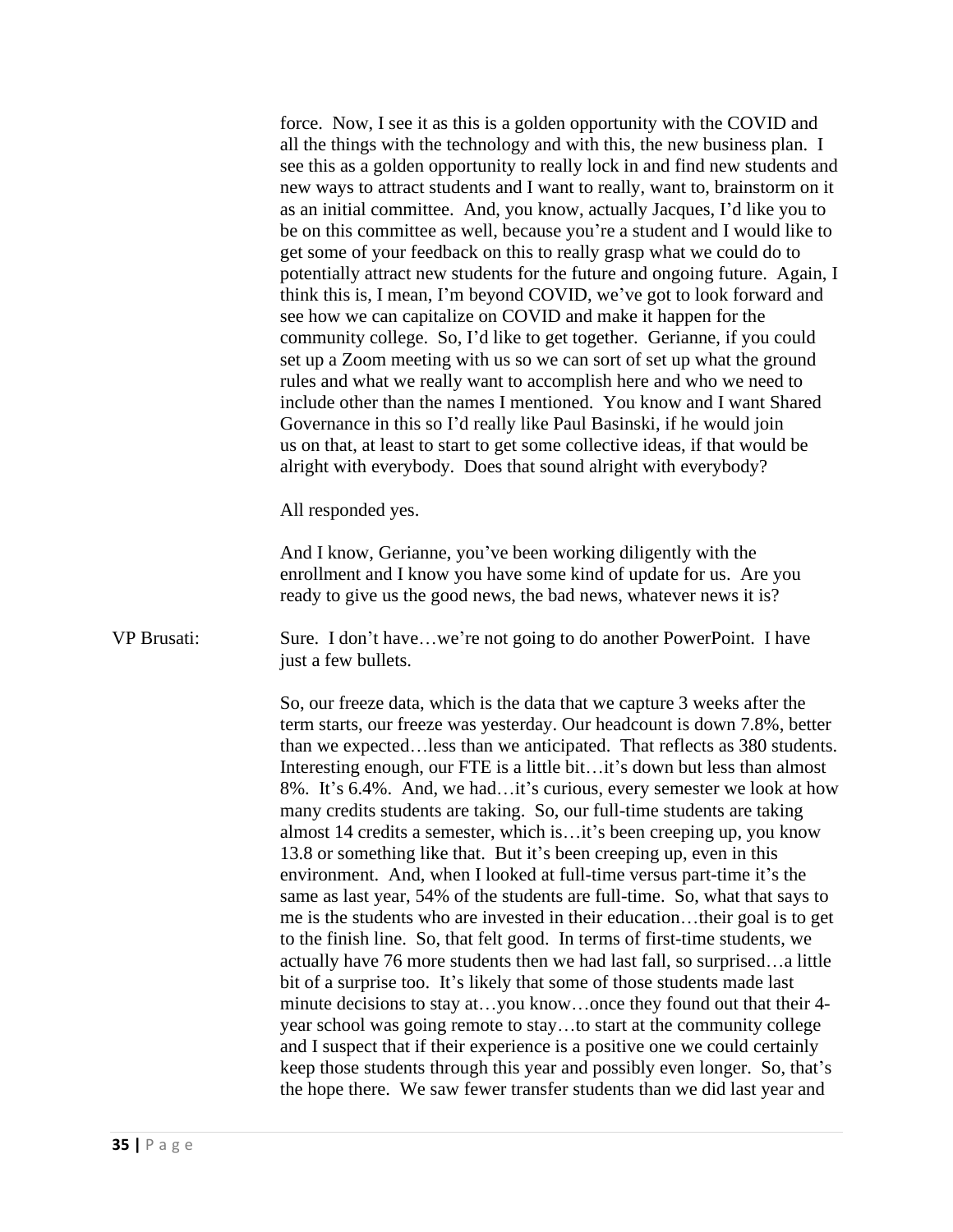force. Now, I see it as this is a golden opportunity with the COVID and all the things with the technology and with this, the new business plan. I see this as a golden opportunity to really lock in and find new students and new ways to attract students and I want to really, want to, brainstorm on it as an initial committee. And, you know, actually Jacques, I'd like you to be on this committee as well, because you're a student and I would like to get some of your feedback on this to really grasp what we could do to potentially attract new students for the future and ongoing future. Again, I think this is, I mean, I'm beyond COVID, we've got to look forward and see how we can capitalize on COVID and make it happen for the community college. So, I'd like to get together. Gerianne, if you could set up a Zoom meeting with us so we can sort of set up what the ground rules and what we really want to accomplish here and who we need to include other than the names I mentioned. You know and I want Shared Governance in this so I'd really like Paul Basinski, if he would join us on that, at least to start to get some collective ideas, if that would be alright with everybody. Does that sound alright with everybody?

All responded yes.

And I know, Gerianne, you've been working diligently with the enrollment and I know you have some kind of update for us. Are you ready to give us the good news, the bad news, whatever news it is?

VP Brusati: Sure. I don't have…we're not going to do another PowerPoint. I have just a few bullets.

So, our freeze data, which is the data that we capture 3 weeks after the term starts, our freeze was yesterday. Our headcount is down 7.8%, better than we expected…less than we anticipated. That reflects as 380 students. Interesting enough, our FTE is a little bit…it's down but less than almost 8%. It's 6.4%. And, we had…it's curious, every semester we look at how many credits students are taking. So, our full-time students are taking almost 14 credits a semester, which is…it's been creeping up, you know 13.8 or something like that. But it's been creeping up, even in this environment. And, when I looked at full-time versus part-time it's the same as last year, 54% of the students are full-time. So, what that says to me is the students who are invested in their education…their goal is to get to the finish line. So, that felt good. In terms of first-time students, we actually have 76 more students then we had last fall, so surprised…a little bit of a surprise too. It's likely that some of those students made last minute decisions to stay at…you know…once they found out that their 4-year school was going remote to stay…to start at the community college and I suspect that if their experience is a positive one we could certainly keep those students through this year and possibly even longer. So, that's the hope there. We saw fewer transfer students than we did last year and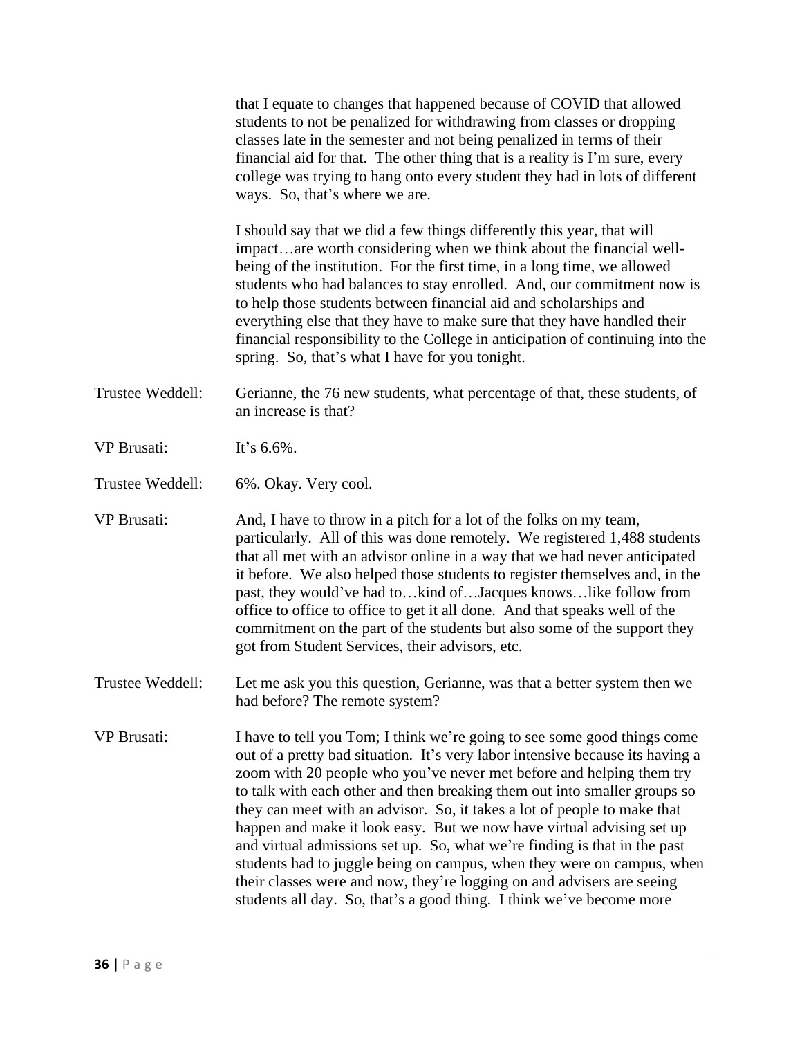that I equate to changes that happened because of COVID that allowed students to not be penalized for withdrawing from classes or dropping classes late in the semester and not being penalized in terms of their financial aid for that. The other thing that is a reality is I'm sure, every college was trying to hang onto every student they had in lots of different ways. So, that's where we are.

I should say that we did a few things differently this year, that will impact…are worth considering when we think about the financial well-being of the institution. For the first time, in a long time, we allowed students who had balances to stay enrolled. And, our commitment now is to help those students between financial aid and scholarships and everything else that they have to make sure that they have handled their financial responsibility to the College in anticipation of continuing into the spring. So, that's what I have for you tonight.

Trustee Weddell: Gerianne, the 76 new students, what percentage of that, these students, of an increase is that?

VP Brusati: It's 6.6%.

Trustee Weddell: 6%. Okay. Very cool.

VP Brusati: And, I have to throw in a pitch for a lot of the folks on my team, particularly. All of this was done remotely. We registered 1,488 students that all met with an advisor online in a way that we had never anticipated it before. We also helped those students to register themselves and, in the past, they would've had to…kind of…Jacques knows…like follow from office to office to office to get it all done. And that speaks well of the commitment on the part of the students but also some of the support they got from Student Services, their advisors, etc.

Trustee Weddell: Let me ask you this question, Gerianne, was that a better system then we had before? The remote system?

VP Brusati: I have to tell you Tom; I think we're going to see some good things come out of a pretty bad situation. It's very labor intensive because its having a zoom with 20 people who you've never met before and helping them try to talk with each other and then breaking them out into smaller groups so they can meet with an advisor. So, it takes a lot of people to make that happen and make it look easy. But we now have virtual advising set up and virtual admissions set up. So, what we're finding is that in the past students had to juggle being on campus, when they were on campus, when their classes were and now, they're logging on and advisers are seeing students all day. So, that's a good thing. I think we've become more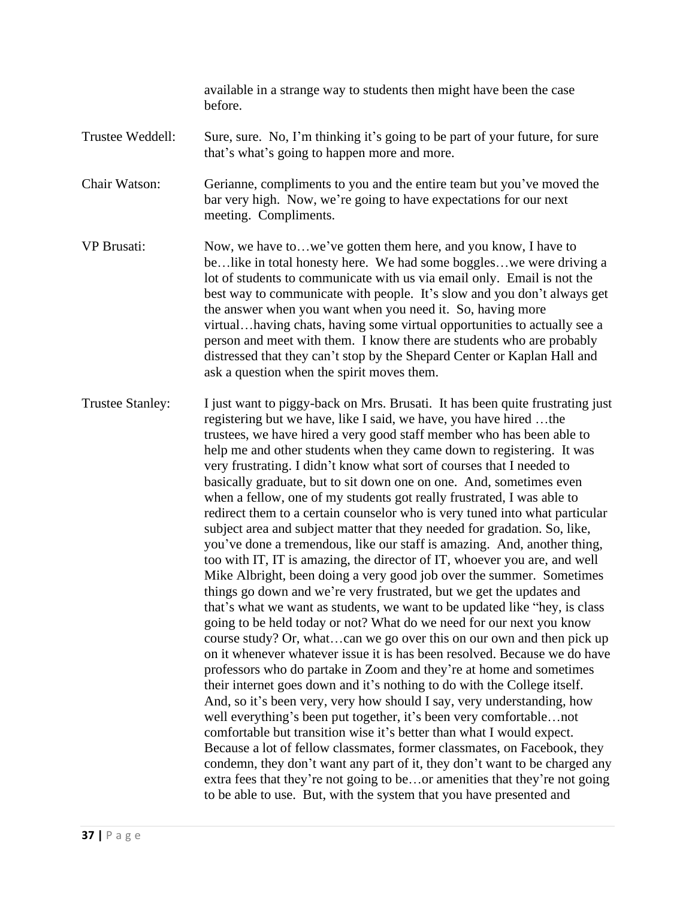available in a strange way to students then might have been the case before.

Trustee Weddell: Sure, sure. No, I'm thinking it's going to be part of your future, for sure that's what's going to happen more and more.

Chair Watson: Gerianne, compliments to you and the entire team but you've moved the bar very high. Now, we're going to have expectations for our next meeting. Compliments.

VP Brusati: Now, we have to…we've gotten them here, and you know, I have to be…like in total honesty here. We had some boggles…we were driving a lot of students to communicate with us via email only. Email is not the best way to communicate with people. It's slow and you don't always get the answer when you want when you need it. So, having more virtual…having chats, having some virtual opportunities to actually see a person and meet with them. I know there are students who are probably distressed that they can't stop by the Shepard Center or Kaplan Hall and ask a question when the spirit moves them.

Trustee Stanley: I just want to piggy-back on Mrs. Brusati. It has been quite frustrating just registering but we have, like I said, we have, you have hired …the trustees, we have hired a very good staff member who has been able to help me and other students when they came down to registering. It was very frustrating. I didn't know what sort of courses that I needed to basically graduate, but to sit down one on one. And, sometimes even when a fellow, one of my students got really frustrated, I was able to redirect them to a certain counselor who is very tuned into what particular subject area and subject matter that they needed for gradation. So, like, you've done a tremendous, like our staff is amazing. And, another thing, too with IT, IT is amazing, the director of IT, whoever you are, and well Mike Albright, been doing a very good job over the summer. Sometimes things go down and we're very frustrated, but we get the updates and that's what we want as students, we want to be updated like "hey, is class going to be held today or not? What do we need for our next you know course study? Or, what…can we go over this on our own and then pick up on it whenever whatever issue it is has been resolved. Because we do have professors who do partake in Zoom and they're at home and sometimes their internet goes down and it's nothing to do with the College itself. And, so it's been very, very how should I say, very understanding, how well everything's been put together, it's been very comfortable…not comfortable but transition wise it's better than what I would expect. Because a lot of fellow classmates, former classmates, on Facebook, they condemn, they don't want any part of it, they don't want to be charged any extra fees that they're not going to be…or amenities that they're not going to be able to use. But, with the system that you have presented and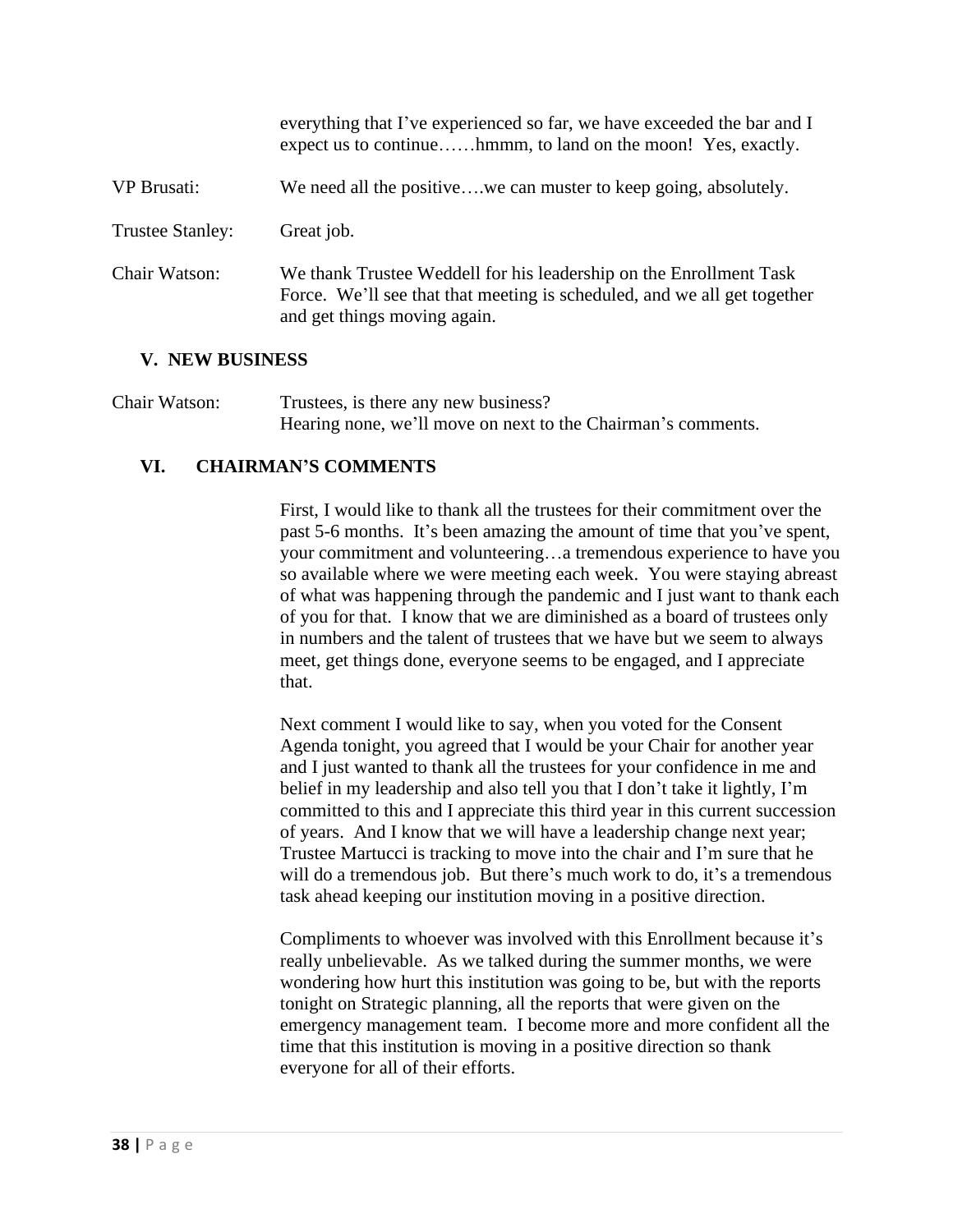everything that I've experienced so far, we have exceeded the bar and I expect us to continue……hmmm, to land on the moon! Yes, exactly.

VP Brusati: We need all the positive….we can muster to keep going, absolutely.

Trustee Stanley: Great job.

Chair Watson: We thank Trustee Weddell for his leadership on the Enrollment Task Force. We'll see that that meeting is scheduled, and we all get together and get things moving again.

## V. NEW BUSINESS

Chair Watson: Trustees, is there any new business?
Hearing none, we'll move on next to the Chairman's comments.

## VI. CHAIRMAN'S COMMENTS

First, I would like to thank all the trustees for their commitment over the past 5-6 months. It's been amazing the amount of time that you've spent, your commitment and volunteering…a tremendous experience to have you so available where we were meeting each week. You were staying abreast of what was happening through the pandemic and I just want to thank each of you for that. I know that we are diminished as a board of trustees only in numbers and the talent of trustees that we have but we seem to always meet, get things done, everyone seems to be engaged, and I appreciate that.

Next comment I would like to say, when you voted for the Consent Agenda tonight, you agreed that I would be your Chair for another year and I just wanted to thank all the trustees for your confidence in me and belief in my leadership and also tell you that I don't take it lightly, I'm committed to this and I appreciate this third year in this current succession of years. And I know that we will have a leadership change next year; Trustee Martucci is tracking to move into the chair and I'm sure that he will do a tremendous job. But there's much work to do, it's a tremendous task ahead keeping our institution moving in a positive direction.

Compliments to whoever was involved with this Enrollment because it's really unbelievable. As we talked during the summer months, we were wondering how hurt this institution was going to be, but with the reports tonight on Strategic planning, all the reports that were given on the emergency management team. I become more and more confident all the time that this institution is moving in a positive direction so thank everyone for all of their efforts.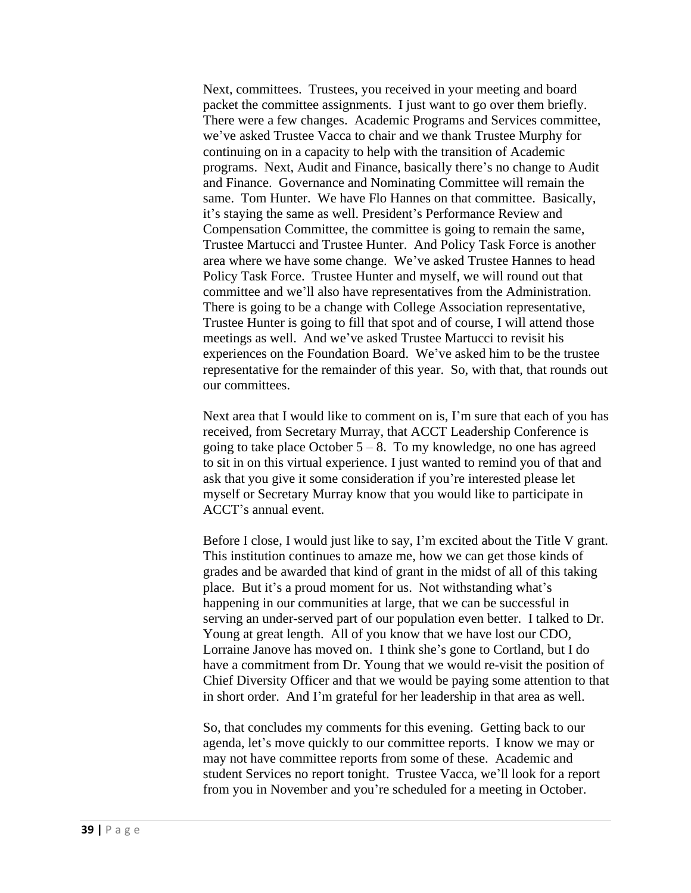Next, committees. Trustees, you received in your meeting and board packet the committee assignments. I just want to go over them briefly. There were a few changes. Academic Programs and Services committee, we've asked Trustee Vacca to chair and we thank Trustee Murphy for continuing on in a capacity to help with the transition of Academic programs. Next, Audit and Finance, basically there's no change to Audit and Finance. Governance and Nominating Committee will remain the same. Tom Hunter. We have Flo Hannes on that committee. Basically, it's staying the same as well. President's Performance Review and Compensation Committee, the committee is going to remain the same, Trustee Martucci and Trustee Hunter. And Policy Task Force is another area where we have some change. We've asked Trustee Hannes to head Policy Task Force. Trustee Hunter and myself, we will round out that committee and we'll also have representatives from the Administration. There is going to be a change with College Association representative, Trustee Hunter is going to fill that spot and of course, I will attend those meetings as well. And we've asked Trustee Martucci to revisit his experiences on the Foundation Board. We've asked him to be the trustee representative for the remainder of this year. So, with that, that rounds out our committees.

Next area that I would like to comment on is, I'm sure that each of you has received, from Secretary Murray, that ACCT Leadership Conference is going to take place October 5 – 8. To my knowledge, no one has agreed to sit in on this virtual experience. I just wanted to remind you of that and ask that you give it some consideration if you're interested please let myself or Secretary Murray know that you would like to participate in ACCT's annual event.

Before I close, I would just like to say, I'm excited about the Title V grant. This institution continues to amaze me, how we can get those kinds of grades and be awarded that kind of grant in the midst of all of this taking place. But it's a proud moment for us. Not withstanding what's happening in our communities at large, that we can be successful in serving an under-served part of our population even better. I talked to Dr. Young at great length. All of you know that we have lost our CDO, Lorraine Janove has moved on. I think she's gone to Cortland, but I do have a commitment from Dr. Young that we would re-visit the position of Chief Diversity Officer and that we would be paying some attention to that in short order. And I'm grateful for her leadership in that area as well.

So, that concludes my comments for this evening. Getting back to our agenda, let's move quickly to our committee reports. I know we may or may not have committee reports from some of these. Academic and student Services no report tonight. Trustee Vacca, we'll look for a report from you in November and you're scheduled for a meeting in October.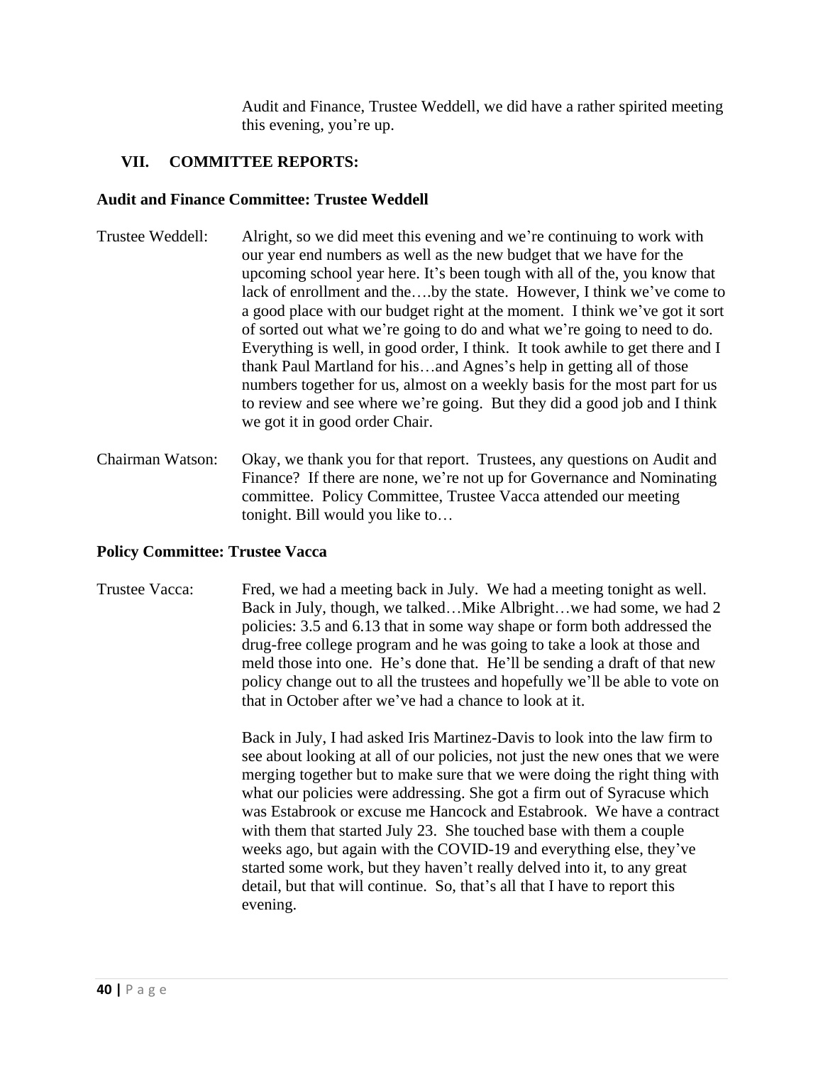Audit and Finance, Trustee Weddell, we did have a rather spirited meeting this evening, you're up.

## VII. COMMITTEE REPORTS:

### Audit and Finance Committee: Trustee Weddell

Trustee Weddell: Alright, so we did meet this evening and we're continuing to work with our year end numbers as well as the new budget that we have for the upcoming school year here. It's been tough with all of the, you know that lack of enrollment and the….by the state. However, I think we've come to a good place with our budget right at the moment. I think we've got it sort of sorted out what we're going to do and what we're going to need to do. Everything is well, in good order, I think. It took awhile to get there and I thank Paul Martland for his…and Agnes's help in getting all of those numbers together for us, almost on a weekly basis for the most part for us to review and see where we're going. But they did a good job and I think we got it in good order Chair.

Chairman Watson: Okay, we thank you for that report. Trustees, any questions on Audit and Finance? If there are none, we're not up for Governance and Nominating committee. Policy Committee, Trustee Vacca attended our meeting tonight. Bill would you like to…

### Policy Committee: Trustee Vacca

Trustee Vacca: Fred, we had a meeting back in July. We had a meeting tonight as well. Back in July, though, we talked…Mike Albright…we had some, we had 2 policies: 3.5 and 6.13 that in some way shape or form both addressed the drug-free college program and he was going to take a look at those and meld those into one. He's done that. He'll be sending a draft of that new policy change out to all the trustees and hopefully we'll be able to vote on that in October after we've had a chance to look at it.

Back in July, I had asked Iris Martinez-Davis to look into the law firm to see about looking at all of our policies, not just the new ones that we were merging together but to make sure that we were doing the right thing with what our policies were addressing. She got a firm out of Syracuse which was Estabrook or excuse me Hancock and Estabrook. We have a contract with them that started July 23. She touched base with them a couple weeks ago, but again with the COVID-19 and everything else, they've started some work, but they haven't really delved into it, to any great detail, but that will continue. So, that's all that I have to report this evening.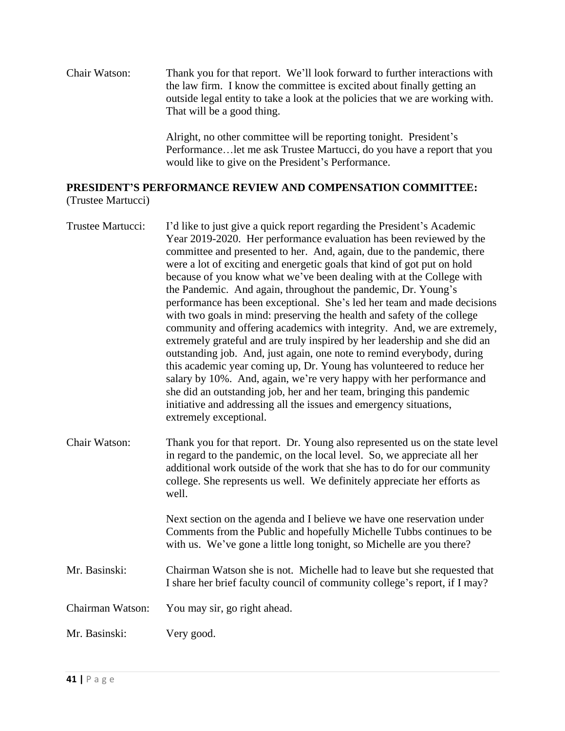Chair Watson: Thank you for that report. We'll look forward to further interactions with the law firm. I know the committee is excited about finally getting an outside legal entity to take a look at the policies that we are working with. That will be a good thing.

Alright, no other committee will be reporting tonight. President's Performance…let me ask Trustee Martucci, do you have a report that you would like to give on the President's Performance.

**PRESIDENT'S PERFORMANCE REVIEW AND COMPENSATION COMMITTEE:**
(Trustee Martucci)

Trustee Martucci: I'd like to just give a quick report regarding the President's Academic Year 2019-2020. Her performance evaluation has been reviewed by the committee and presented to her. And, again, due to the pandemic, there were a lot of exciting and energetic goals that kind of got put on hold because of you know what we've been dealing with at the College with the Pandemic. And again, throughout the pandemic, Dr. Young's performance has been exceptional. She's led her team and made decisions with two goals in mind: preserving the health and safety of the college community and offering academics with integrity. And, we are extremely, extremely grateful and are truly inspired by her leadership and she did an outstanding job. And, just again, one note to remind everybody, during this academic year coming up, Dr. Young has volunteered to reduce her salary by 10%. And, again, we're very happy with her performance and she did an outstanding job, her and her team, bringing this pandemic initiative and addressing all the issues and emergency situations, extremely exceptional.

Chair Watson: Thank you for that report. Dr. Young also represented us on the state level in regard to the pandemic, on the local level. So, we appreciate all her additional work outside of the work that she has to do for our community college. She represents us well. We definitely appreciate her efforts as well.

Next section on the agenda and I believe we have one reservation under Comments from the Public and hopefully Michelle Tubbs continues to be with us. We've gone a little long tonight, so Michelle are you there?

Mr. Basinski: Chairman Watson she is not. Michelle had to leave but she requested that I share her brief faculty council of community college's report, if I may?

Chairman Watson: You may sir, go right ahead.

Mr. Basinski: Very good.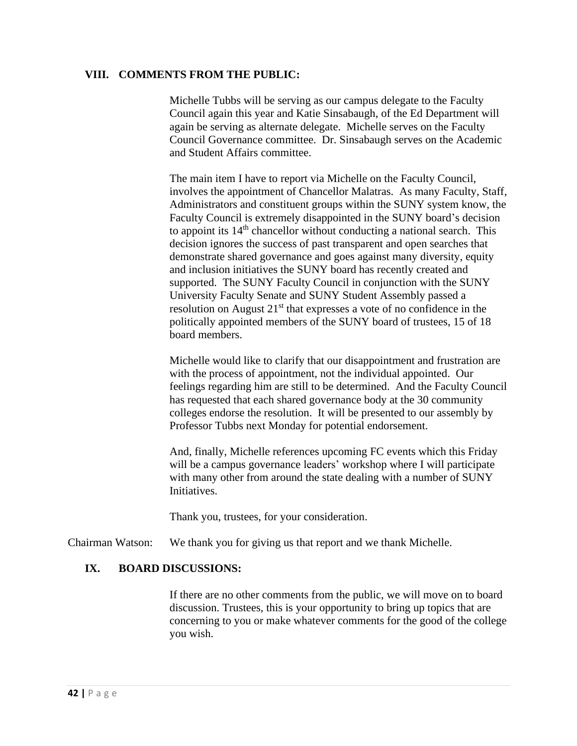## VIII. COMMENTS FROM THE PUBLIC:

Michelle Tubbs will be serving as our campus delegate to the Faculty Council again this year and Katie Sinsabaugh, of the Ed Department will again be serving as alternate delegate. Michelle serves on the Faculty Council Governance committee. Dr. Sinsabaugh serves on the Academic and Student Affairs committee.

The main item I have to report via Michelle on the Faculty Council, involves the appointment of Chancellor Malatras. As many Faculty, Staff, Administrators and constituent groups within the SUNY system know, the Faculty Council is extremely disappointed in the SUNY board's decision to appoint its 14th chancellor without conducting a national search. This decision ignores the success of past transparent and open searches that demonstrate shared governance and goes against many diversity, equity and inclusion initiatives the SUNY board has recently created and supported. The SUNY Faculty Council in conjunction with the SUNY University Faculty Senate and SUNY Student Assembly passed a resolution on August 21st that expresses a vote of no confidence in the politically appointed members of the SUNY board of trustees, 15 of 18 board members.

Michelle would like to clarify that our disappointment and frustration are with the process of appointment, not the individual appointed. Our feelings regarding him are still to be determined. And the Faculty Council has requested that each shared governance body at the 30 community colleges endorse the resolution. It will be presented to our assembly by Professor Tubbs next Monday for potential endorsement.

And, finally, Michelle references upcoming FC events which this Friday will be a campus governance leaders' workshop where I will participate with many other from around the state dealing with a number of SUNY Initiatives.

Thank you, trustees, for your consideration.

Chairman Watson: We thank you for giving us that report and we thank Michelle.

## IX. BOARD DISCUSSIONS:

If there are no other comments from the public, we will move on to board discussion. Trustees, this is your opportunity to bring up topics that are concerning to you or make whatever comments for the good of the college you wish.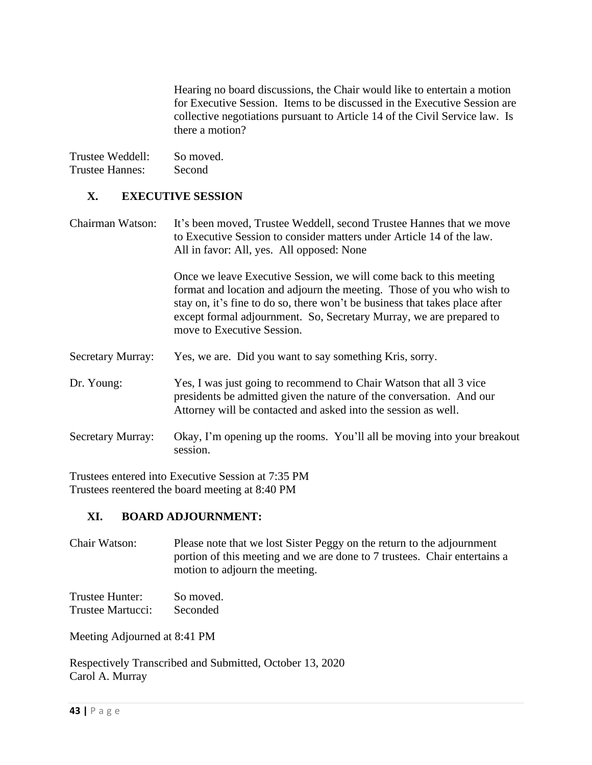Hearing no board discussions, the Chair would like to entertain a motion for Executive Session. Items to be discussed in the Executive Session are collective negotiations pursuant to Article 14 of the Civil Service law. Is there a motion?

Trustee Weddell: So moved.
Trustee Hannes: Second

## X. EXECUTIVE SESSION

Chairman Watson: It's been moved, Trustee Weddell, second Trustee Hannes that we move to Executive Session to consider matters under Article 14 of the law. All in favor: All, yes. All opposed: None

Once we leave Executive Session, we will come back to this meeting format and location and adjourn the meeting. Those of you who wish to stay on, it's fine to do so, there won't be business that takes place after except formal adjournment. So, Secretary Murray, we are prepared to move to Executive Session.

Secretary Murray: Yes, we are. Did you want to say something Kris, sorry.

Dr. Young: Yes, I was just going to recommend to Chair Watson that all 3 vice presidents be admitted given the nature of the conversation. And our Attorney will be contacted and asked into the session as well.

Secretary Murray: Okay, I'm opening up the rooms. You'll all be moving into your breakout session.

Trustees entered into Executive Session at 7:35 PM
Trustees reentered the board meeting at 8:40 PM

## XI. BOARD ADJOURNMENT:

Chair Watson: Please note that we lost Sister Peggy on the return to the adjournment portion of this meeting and we are done to 7 trustees. Chair entertains a motion to adjourn the meeting.

Trustee Hunter: So moved.
Trustee Martucci: Seconded

Meeting Adjourned at 8:41 PM

Respectively Transcribed and Submitted, October 13, 2020
Carol A. Murray